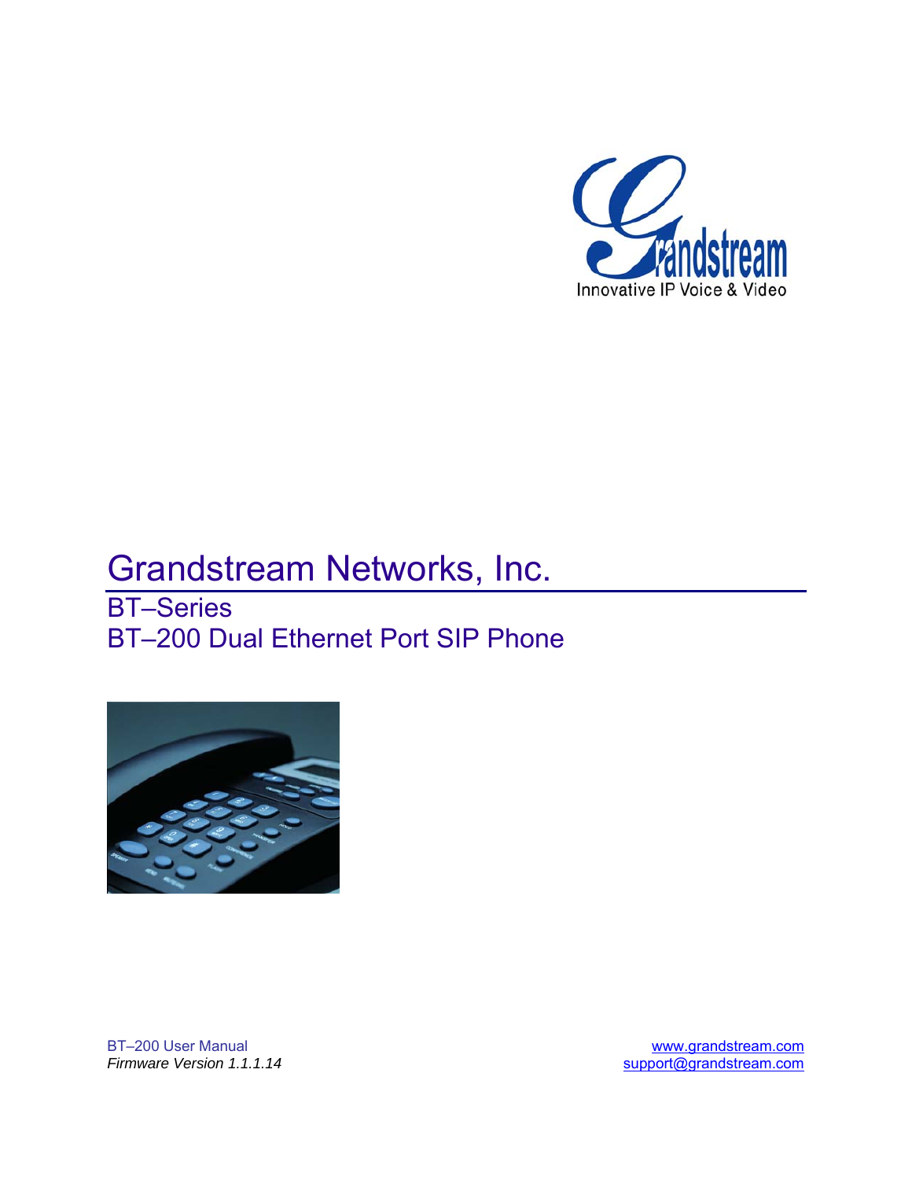# Grandstream Networks, Inc.

## BT–Series
## BT–200 Dual Ethernet Port SIP Phone

BT–200 User Manual
*Firmware Version 1.1.1.14*

www.grandstream.com
support@grandstream.com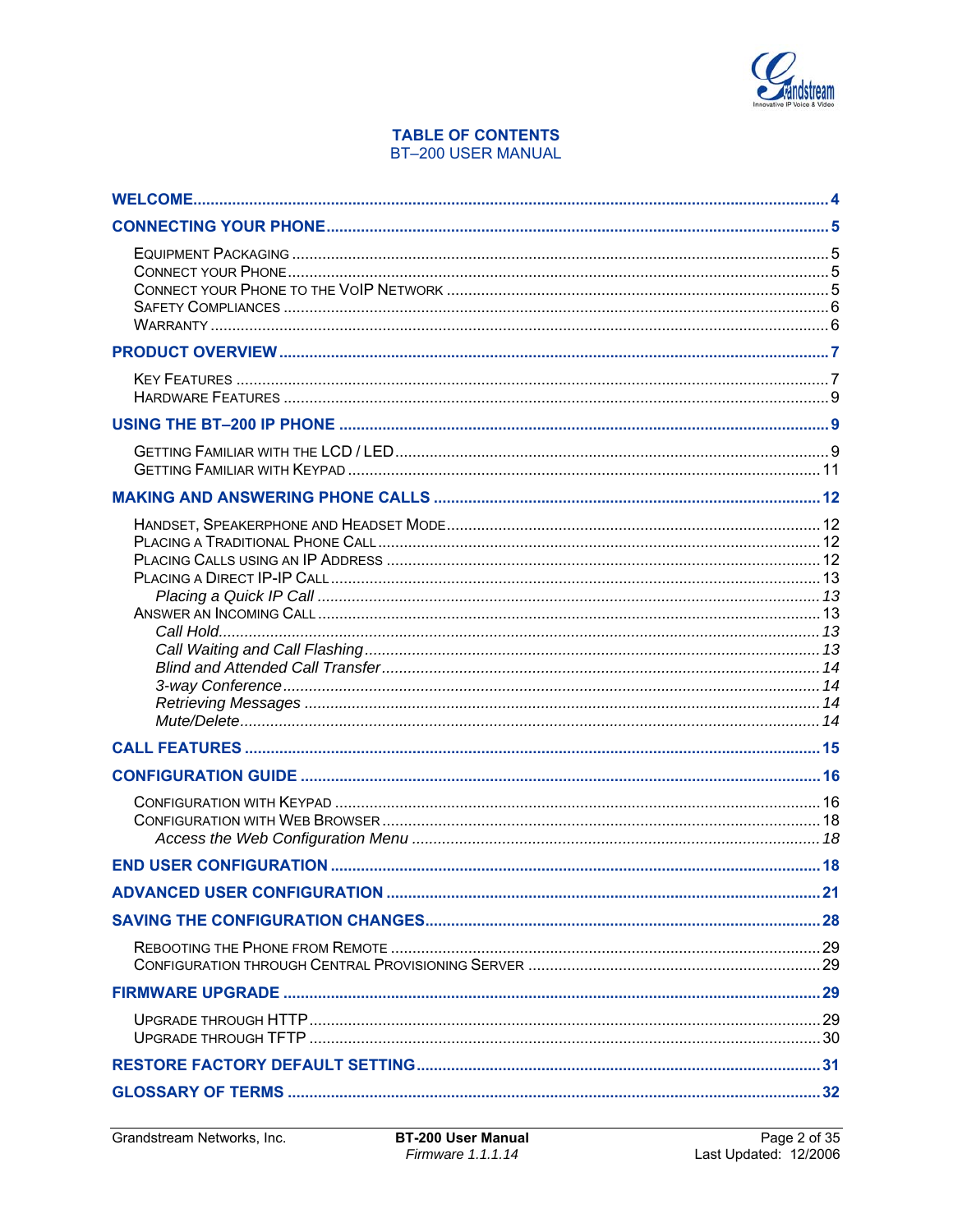# TABLE OF CONTENTS
BT–200 USER MANUAL

**WELCOME** ..... 4

**CONNECTING YOUR PHONE** ..... 5

- Equipment Packaging ..... 5
- Connect your Phone ..... 5
- Connect your Phone to the VoIP Network ..... 5
- Safety Compliances ..... 6
- Warranty ..... 6

**PRODUCT OVERVIEW** ..... 7

- Key Features ..... 7
- Hardware Features ..... 9

**USING THE BT–200 IP PHONE** ..... 9

- Getting Familiar with the LCD / LED ..... 9
- Getting Familiar with Keypad ..... 11

**MAKING AND ANSWERING PHONE CALLS** ..... 12

- Handset, Speakerphone and Headset Mode ..... 12
- Placing a Traditional Phone Call ..... 12
- Placing Calls using an IP Address ..... 12
- Placing a Direct IP-IP Call ..... 13
  - *Placing a Quick IP Call* ..... *13*
- Answer an Incoming Call ..... 13
  - *Call Hold* ..... *13*
  - *Call Waiting and Call Flashing* ..... *13*
  - *Blind and Attended Call Transfer* ..... *14*
  - *3-way Conference* ..... *14*
  - *Retrieving Messages* ..... *14*
  - *Mute/Delete* ..... *14*

**CALL FEATURES** ..... 15

**CONFIGURATION GUIDE** ..... 16

- Configuration with Keypad ..... 16
- Configuration with Web Browser ..... 18
  - *Access the Web Configuration Menu* ..... *18*

**END USER CONFIGURATION** ..... 18

**ADVANCED USER CONFIGURATION** ..... 21

**SAVING THE CONFIGURATION CHANGES** ..... 28

- Rebooting the Phone from Remote ..... 29
- Configuration through Central Provisioning Server ..... 29

**FIRMWARE UPGRADE** ..... 29

- Upgrade through HTTP ..... 29
- Upgrade through TFTP ..... 30

**RESTORE FACTORY DEFAULT SETTING** ..... 31

**GLOSSARY OF TERMS** ..... 32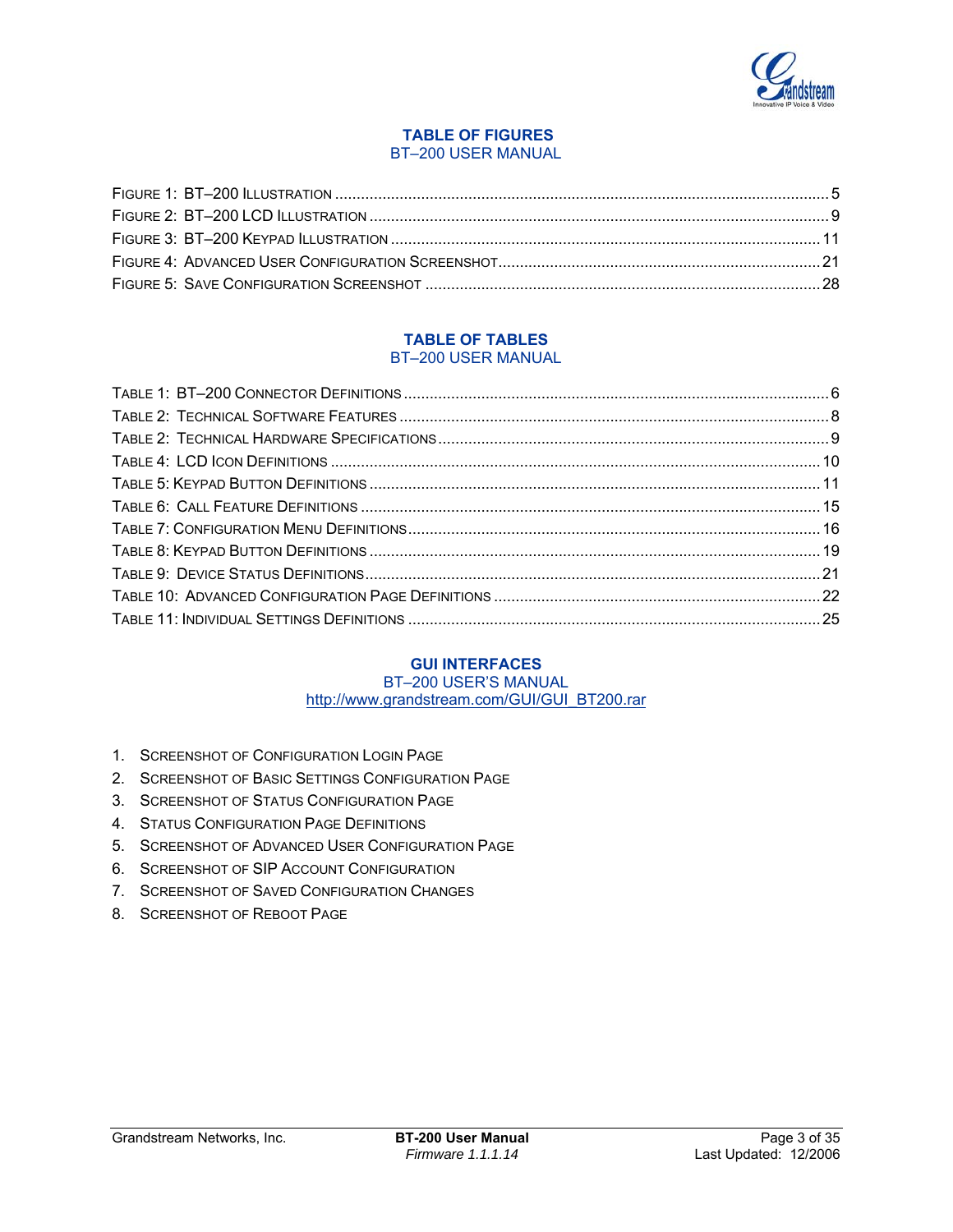## TABLE OF FIGURES

BT–200 USER MANUAL

FIGURE 1: BT–200 ILLUSTRATION ........................................................................................................... 5
FIGURE 2: BT–200 LCD ILLUSTRATION ................................................................................................... 9
FIGURE 3: BT–200 KEYPAD ILLUSTRATION ............................................................................................. 11
FIGURE 4: ADVANCED USER CONFIGURATION SCREENSHOT................................................................. 21
FIGURE 5: SAVE CONFIGURATION SCREENSHOT .................................................................................. 28

## TABLE OF TABLES

BT–200 USER MANUAL

TABLE 1: BT–200 CONNECTOR DEFINITIONS .......................................................................................... 6
TABLE 2: TECHNICAL SOFTWARE FEATURES ........................................................................................... 8
TABLE 2: TECHNICAL HARDWARE SPECIFICATIONS .................................................................................. 9
TABLE 4: LCD ICON DEFINITIONS ......................................................................................................... 10
TABLE 5: KEYPAD BUTTON DEFINITIONS ............................................................................................... 11
TABLE 6: CALL FEATURE DEFINITIONS .................................................................................................. 15
TABLE 7: CONFIGURATION MENU DEFINITIONS ...................................................................................... 16
TABLE 8: KEYPAD BUTTON DEFINITIONS ............................................................................................... 19
TABLE 9: DEVICE STATUS DEFINITIONS ................................................................................................. 21
TABLE 10: ADVANCED CONFIGURATION PAGE DEFINITIONS .................................................................... 22
TABLE 11: INDIVIDUAL SETTINGS DEFINITIONS ...................................................................................... 25

## GUI INTERFACES

BT–200 USER'S MANUAL

http://www.grandstream.com/GUI/GUI_BT200.rar

1. SCREENSHOT OF CONFIGURATION LOGIN PAGE
2. SCREENSHOT OF BASIC SETTINGS CONFIGURATION PAGE
3. SCREENSHOT OF STATUS CONFIGURATION PAGE
4. STATUS CONFIGURATION PAGE DEFINITIONS
5. SCREENSHOT OF ADVANCED USER CONFIGURATION PAGE
6. SCREENSHOT OF SIP ACCOUNT CONFIGURATION
7. SCREENSHOT OF SAVED CONFIGURATION CHANGES
8. SCREENSHOT OF REBOOT PAGE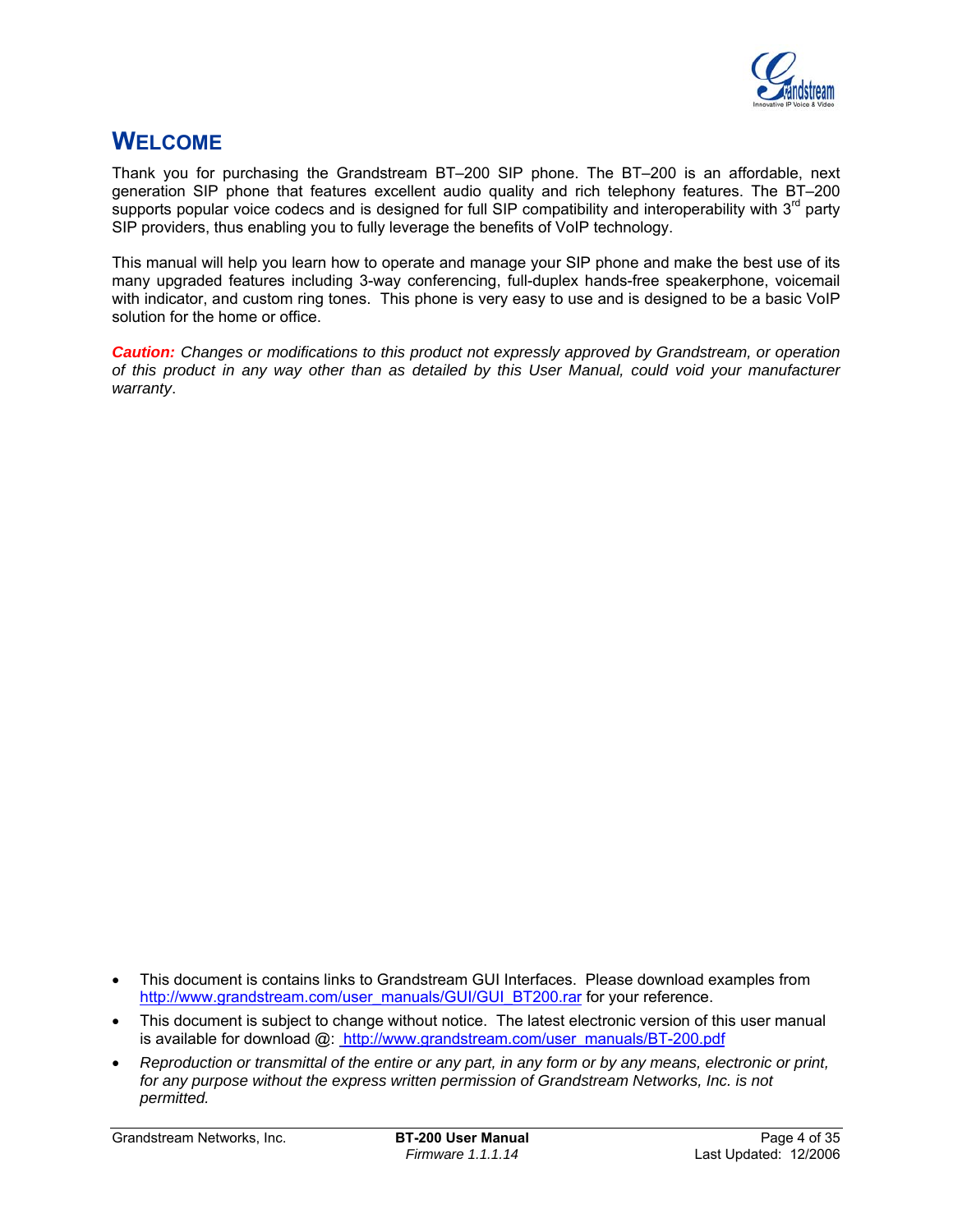# WELCOME

Thank you for purchasing the Grandstream BT–200 SIP phone. The BT–200 is an affordable, next generation SIP phone that features excellent audio quality and rich telephony features. The BT–200 supports popular voice codecs and is designed for full SIP compatibility and interoperability with 3rd party SIP providers, thus enabling you to fully leverage the benefits of VoIP technology.

This manual will help you learn how to operate and manage your SIP phone and make the best use of its many upgraded features including 3-way conferencing, full-duplex hands-free speakerphone, voicemail with indicator, and custom ring tones. This phone is very easy to use and is designed to be a basic VoIP solution for the home or office.

***Caution:*** *Changes or modifications to this product not expressly approved by Grandstream, or operation of this product in any way other than as detailed by this User Manual, could void your manufacturer warranty*.

- This document is contains links to Grandstream GUI Interfaces. Please download examples from http://www.grandstream.com/user_manuals/GUI/GUI_BT200.rar for your reference.
- This document is subject to change without notice. The latest electronic version of this user manual is available for download @: http://www.grandstream.com/user_manuals/BT-200.pdf
- *Reproduction or transmittal of the entire or any part, in any form or by any means, electronic or print, for any purpose without the express written permission of Grandstream Networks, Inc. is not permitted.*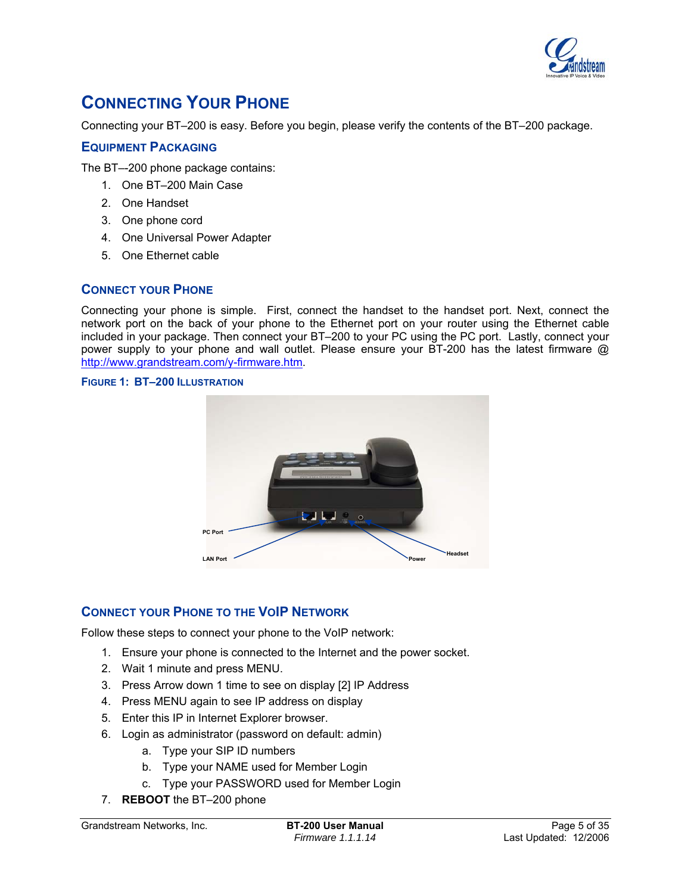# CONNECTING YOUR PHONE

Connecting your BT–200 is easy. Before you begin, please verify the contents of the BT–200 package.

## EQUIPMENT PACKAGING

The BT—200 phone package contains:

1. One BT–200 Main Case
2. One Handset
3. One phone cord
4. One Universal Power Adapter
5. One Ethernet cable

## CONNECT YOUR PHONE

Connecting your phone is simple. First, connect the handset to the handset port. Next, connect the network port on the back of your phone to the Ethernet port on your router using the Ethernet cable included in your package. Then connect your BT–200 to your PC using the PC port. Lastly, connect your power supply to your phone and wall outlet. Please ensure your BT-200 has the latest firmware @ http://www.grandstream.com/y-firmware.htm.

**FIGURE 1: BT–200 ILLUSTRATION**

PC Port

LAN Port

Power

Headset

## CONNECT YOUR PHONE TO THE VOIP NETWORK

Follow these steps to connect your phone to the VoIP network:

1. Ensure your phone is connected to the Internet and the power socket.
2. Wait 1 minute and press MENU.
3. Press Arrow down 1 time to see on display [2] IP Address
4. Press MENU again to see IP address on display
5. Enter this IP in Internet Explorer browser.
6. Login as administrator (password on default: admin)
   a. Type your SIP ID numbers
   b. Type your NAME used for Member Login
   c. Type your PASSWORD used for Member Login
7. **REBOOT** the BT–200 phone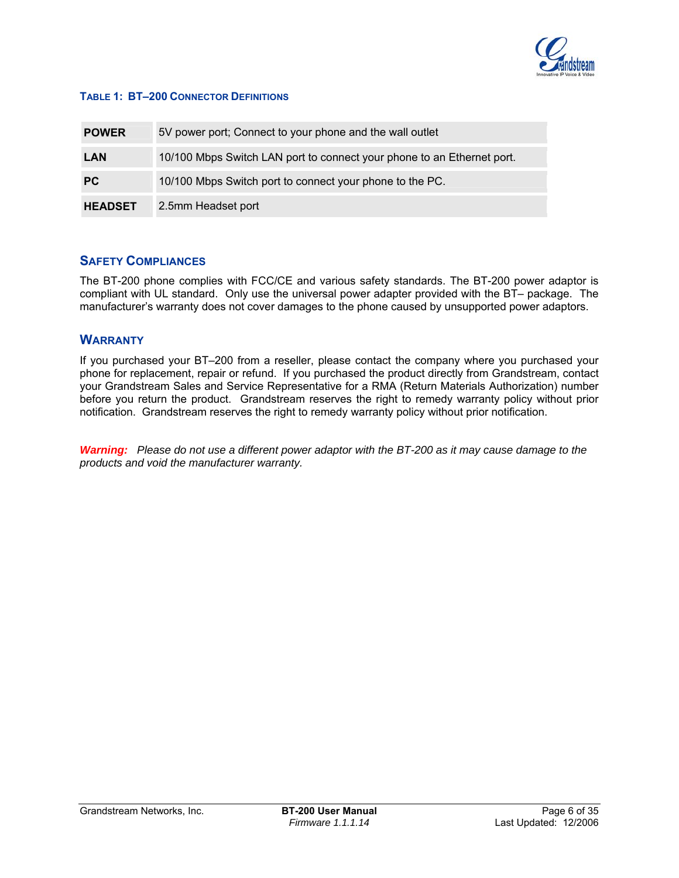**TABLE 1: BT–200 CONNECTOR DEFINITIONS**

| | |
|---|---|
| **POWER** | 5V power port; Connect to your phone and the wall outlet |
| **LAN** | 10/100 Mbps Switch LAN port to connect your phone to an Ethernet port. |
| **PC** | 10/100 Mbps Switch port to connect your phone to the PC. |
| **HEADSET** | 2.5mm Headset port |

## SAFETY COMPLIANCES

The BT-200 phone complies with FCC/CE and various safety standards. The BT-200 power adaptor is compliant with UL standard. Only use the universal power adapter provided with the BT– package. The manufacturer's warranty does not cover damages to the phone caused by unsupported power adaptors.

## WARRANTY

If you purchased your BT–200 from a reseller, please contact the company where you purchased your phone for replacement, repair or refund. If you purchased the product directly from Grandstream, contact your Grandstream Sales and Service Representative for a RMA (Return Materials Authorization) number before you return the product. Grandstream reserves the right to remedy warranty policy without prior notification. Grandstream reserves the right to remedy warranty policy without prior notification.

***Warning:*** *Please do not use a different power adaptor with the BT-200 as it may cause damage to the products and void the manufacturer warranty.*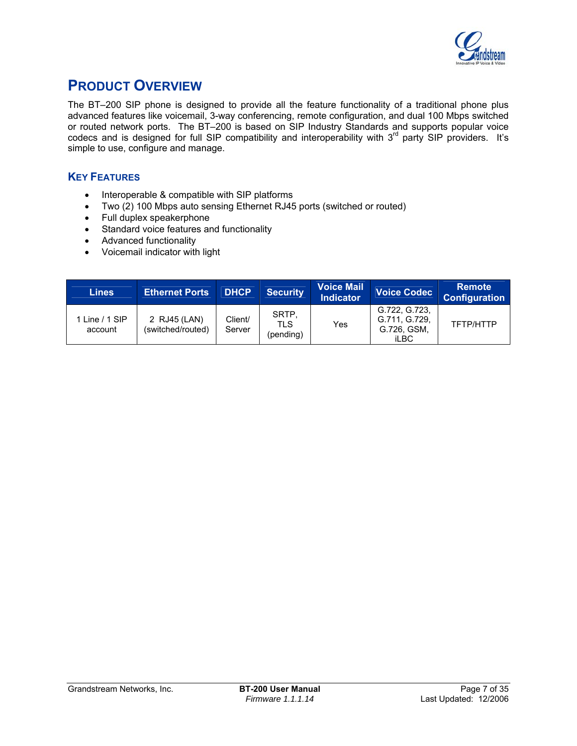# PRODUCT OVERVIEW

The BT–200 SIP phone is designed to provide all the feature functionality of a traditional phone plus advanced features like voicemail, 3-way conferencing, remote configuration, and dual 100 Mbps switched or routed network ports. The BT–200 is based on SIP Industry Standards and supports popular voice codecs and is designed for full SIP compatibility and interoperability with 3rd party SIP providers. It's simple to use, configure and manage.

## KEY FEATURES

- Interoperable & compatible with SIP platforms
- Two (2) 100 Mbps auto sensing Ethernet RJ45 ports (switched or routed)
- Full duplex speakerphone
- Standard voice features and functionality
- Advanced functionality
- Voicemail indicator with light

| Lines | Ethernet Ports | DHCP | Security | Voice Mail Indicator | Voice Codec | Remote Configuration |
|---|---|---|---|---|---|---|
| 1 Line / 1 SIP account | 2 RJ45 (LAN) (switched/routed) | Client/ Server | SRTP, TLS (pending) | Yes | G.722, G.723, G.711, G.729, G.726, GSM, iLBC | TFTP/HTTP |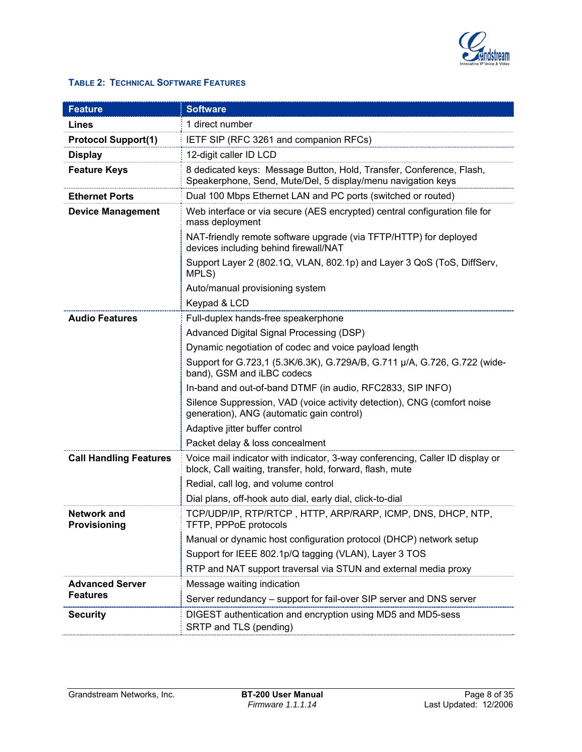#### TABLE 2: TECHNICAL SOFTWARE FEATURES

| Feature | Software |
|---|---|
| **Lines** | 1 direct number |
| **Protocol Support(1)** | IETF SIP (RFC 3261 and companion RFCs) |
| **Display** | 12-digit caller ID LCD |
| **Feature Keys** | 8 dedicated keys: Message Button, Hold, Transfer, Conference, Flash, Speakerphone, Send, Mute/Del, 5 display/menu navigation keys |
| **Ethernet Ports** | Dual 100 Mbps Ethernet LAN and PC ports (switched or routed) |
| **Device Management** | Web interface or via secure (AES encrypted) central configuration file for mass deployment |
| | NAT-friendly remote software upgrade (via TFTP/HTTP) for deployed devices including behind firewall/NAT |
| | Support Layer 2 (802.1Q, VLAN, 802.1p) and Layer 3 QoS (ToS, DiffServ, MPLS) |
| | Auto/manual provisioning system |
| | Keypad & LCD |
| **Audio Features** | Full-duplex hands-free speakerphone |
| | Advanced Digital Signal Processing (DSP) |
| | Dynamic negotiation of codec and voice payload length |
| | Support for G.723,1 (5.3K/6.3K), G.729A/B, G.711 µ/A, G.726, G.722 (wide-band), GSM and iLBC codecs |
| | In-band and out-of-band DTMF (in audio, RFC2833, SIP INFO) |
| | Silence Suppression, VAD (voice activity detection), CNG (comfort noise generation), ANG (automatic gain control) |
| | Adaptive jitter buffer control |
| | Packet delay & loss concealment |
| **Call Handling Features** | Voice mail indicator with indicator, 3-way conferencing, Caller ID display or block, Call waiting, transfer, hold, forward, flash, mute |
| | Redial, call log, and volume control |
| | Dial plans, off-hook auto dial, early dial, click-to-dial |
| **Network and Provisioning** | TCP/UDP/IP, RTP/RTCP , HTTP, ARP/RARP, ICMP, DNS, DHCP, NTP, TFTP, PPPoE protocols |
| | Manual or dynamic host configuration protocol (DHCP) network setup |
| | Support for IEEE 802.1p/Q tagging (VLAN), Layer 3 TOS |
| | RTP and NAT support traversal via STUN and external media proxy |
| **Advanced Server Features** | Message waiting indication |
| | Server redundancy – support for fail-over SIP server and DNS server |
| **Security** | DIGEST authentication and encryption using MD5 and MD5-sess<br>SRTP and TLS (pending) |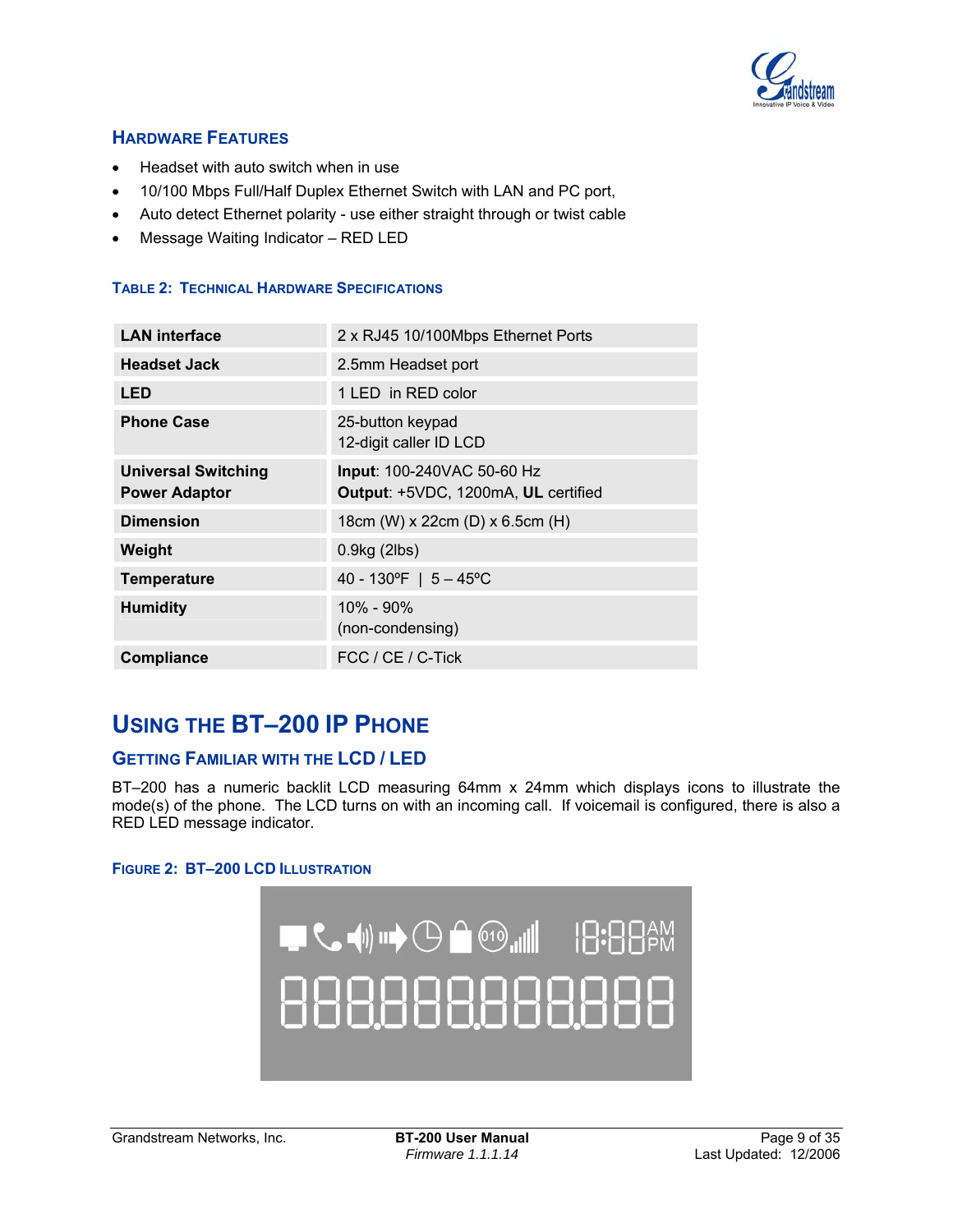### HARDWARE FEATURES

- Headset with auto switch when in use
- 10/100 Mbps Full/Half Duplex Ethernet Switch with LAN and PC port,
- Auto detect Ethernet polarity - use either straight through or twist cable
- Message Waiting Indicator – RED LED

**TABLE 2: TECHNICAL HARDWARE SPECIFICATIONS**

| | |
|---|---|
| **LAN interface** | 2 x RJ45 10/100Mbps Ethernet Ports |
| **Headset Jack** | 2.5mm Headset port |
| **LED** | 1 LED in RED color |
| **Phone Case** | 25-button keypad<br>12-digit caller ID LCD |
| **Universal Switching Power Adaptor** | **Input**: 100-240VAC 50-60 Hz<br>**Output**: +5VDC, 1200mA, **UL** certified |
| **Dimension** | 18cm (W) x 22cm (D) x 6.5cm (H) |
| **Weight** | 0.9kg (2lbs) |
| **Temperature** | 40 - 130ºF \| 5 – 45ºC |
| **Humidity** | 10% - 90%<br>(non-condensing) |
| **Compliance** | FCC / CE / C-Tick |

## USING THE BT–200 IP PHONE

### GETTING FAMILIAR WITH THE LCD / LED

BT–200 has a numeric backlit LCD measuring 64mm x 24mm which displays icons to illustrate the mode(s) of the phone. The LCD turns on with an incoming call. If voicemail is configured, there is also a RED LED message indicator.

**FIGURE 2: BT–200 LCD ILLUSTRATION**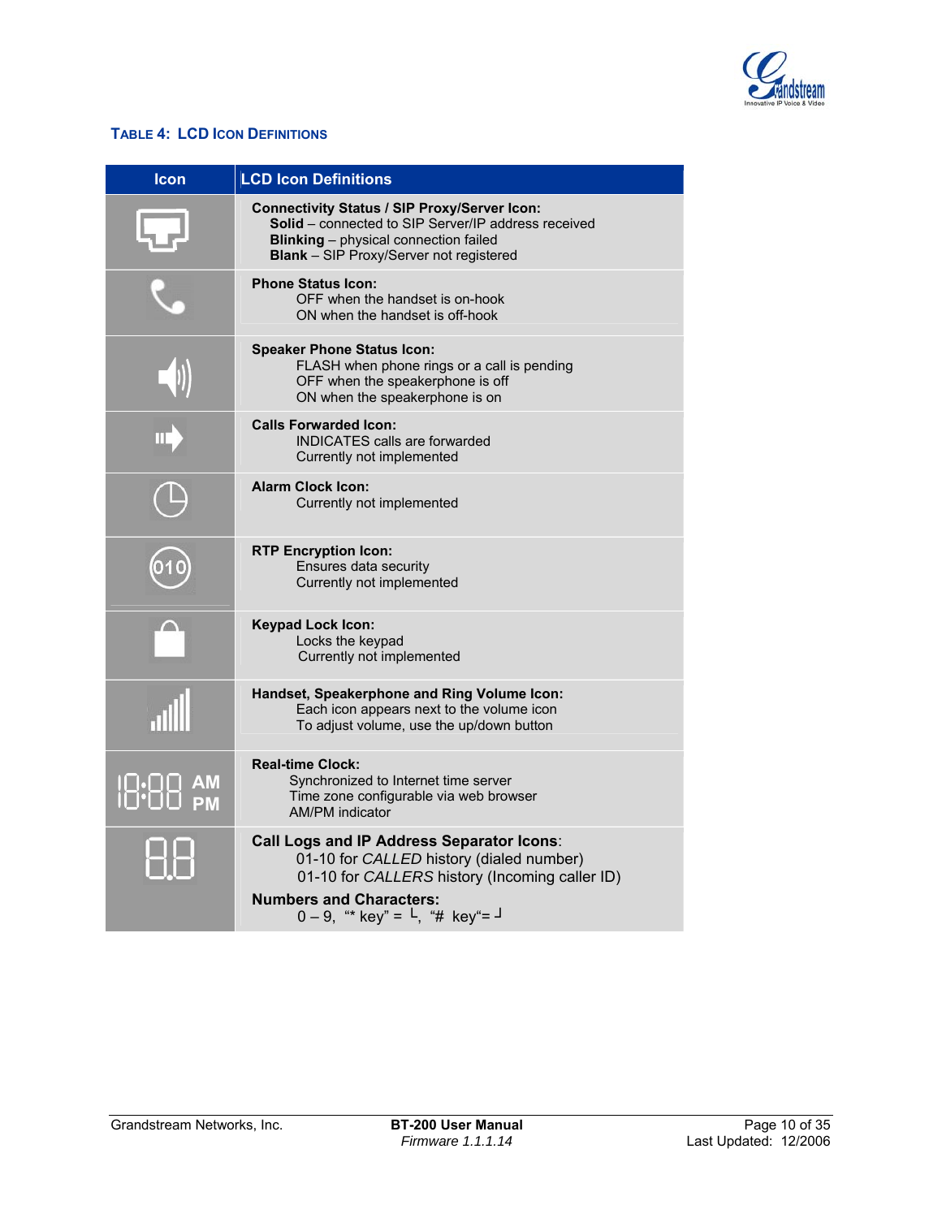**TABLE 4: LCD ICON DEFINITIONS**

| Icon | LCD Icon Definitions |
|---|---|
| | **Connectivity Status / SIP Proxy/Server Icon:**<br>**Solid** – connected to SIP Server/IP address received<br>**Blinking** – physical connection failed<br>**Blank** – SIP Proxy/Server not registered |
| | **Phone Status Icon:**<br>OFF when the handset is on-hook<br>ON when the handset is off-hook |
| | **Speaker Phone Status Icon:**<br>FLASH when phone rings or a call is pending<br>OFF when the speakerphone is off<br>ON when the speakerphone is on |
| | **Calls Forwarded Icon:**<br>INDICATES calls are forwarded<br>Currently not implemented |
| | **Alarm Clock Icon:**<br>Currently not implemented |
| 010 | **RTP Encryption Icon:**<br>Ensures data security<br>Currently not implemented |
| | **Keypad Lock Icon:**<br>Locks the keypad<br>Currently not implemented |
| | **Handset, Speakerphone and Ring Volume Icon:**<br>Each icon appears next to the volume icon<br>To adjust volume, use the up/down button |
| 18:88 AM PM | **Real-time Clock:**<br>Synchronized to Internet time server<br>Time zone configurable via web browser<br>AM/PM indicator |
| 8.8 | **Call Logs and IP Address Separator Icons**:<br>01-10 for *CALLED* history (dialed number)<br>01-10 for *CALLERS* history (Incoming caller ID)<br>**Numbers and Characters:**<br>0 – 9, "* key" = └, "# key"= ┘ |

Grandstream Networks, Inc. **BT-200 User Manual** *Firmware 1.1.1.14* Last Updated: 12/2006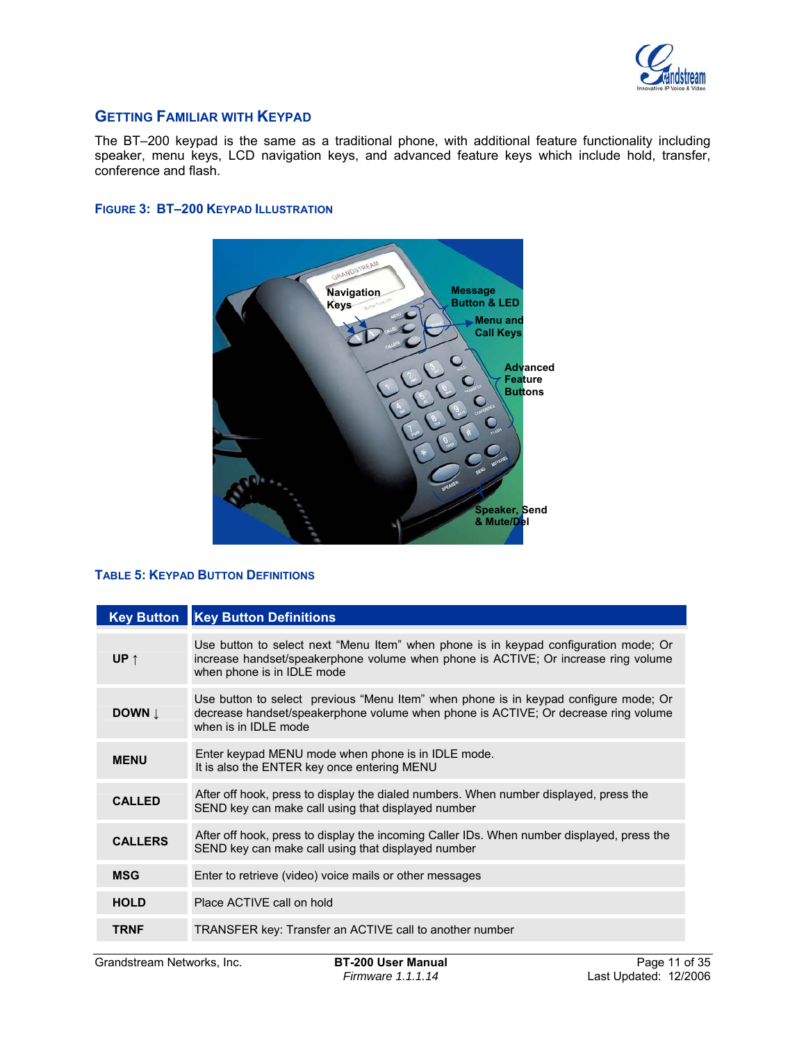## Getting Familiar with Keypad

The BT–200 keypad is the same as a traditional phone, with additional feature functionality including speaker, menu keys, LCD navigation keys, and advanced feature keys which include hold, transfer, conference and flash.

### Figure 3: BT–200 Keypad Illustration

### Table 5: Keypad Button Definitions

| Key Button | Key Button Definitions |
|---|---|
| **UP ↑** | Use button to select next "Menu Item" when phone is in keypad configuration mode; Or increase handset/speakerphone volume when phone is ACTIVE; Or increase ring volume when phone is in IDLE mode |
| **DOWN ↓** | Use button to select previous "Menu Item" when phone is in keypad configure mode; Or decrease handset/speakerphone volume when phone is ACTIVE; Or decrease ring volume when phone is in IDLE mode |
| **MENU** | Enter keypad MENU mode when phone is in IDLE mode. It is also the ENTER key once entering MENU |
| **CALLED** | After off hook, press to display the dialed numbers. When number displayed, press the SEND key can make call using that displayed number |
| **CALLERS** | After off hook, press to display the incoming Caller IDs. When number displayed, press the SEND key can make call using that displayed number |
| **MSG** | Enter to retrieve (video) voice mails or other messages |
| **HOLD** | Place ACTIVE call on hold |
| **TRNF** | TRANSFER key: Transfer an ACTIVE call to another number |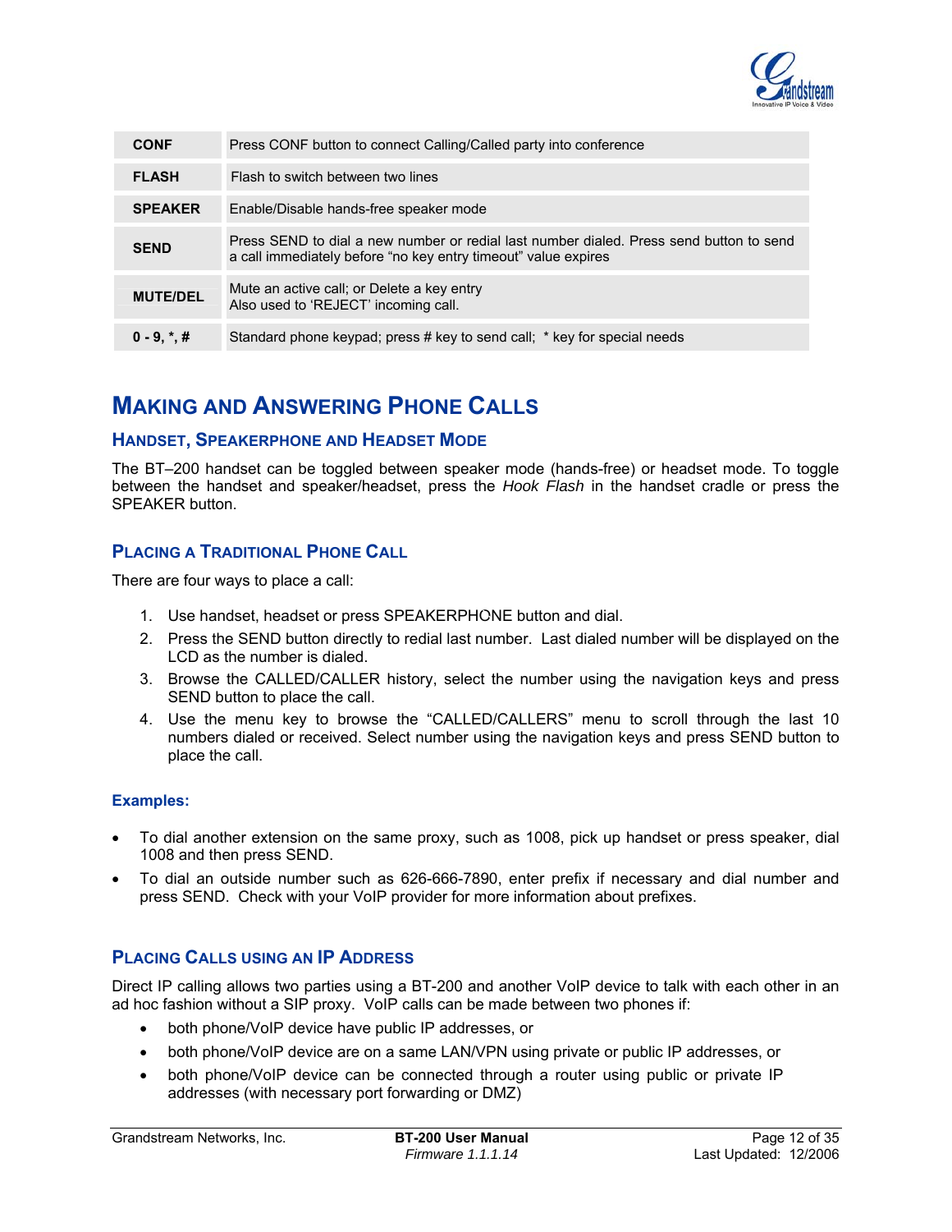| CONF | Press CONF button to connect Calling/Called party into conference |
|---|---|
| FLASH | Flash to switch between two lines |
| SPEAKER | Enable/Disable hands-free speaker mode |
| SEND | Press SEND to dial a new number or redial last number dialed. Press send button to send a call immediately before "no key entry timeout" value expires |
| MUTE/DEL | Mute an active call; or Delete a key entry<br>Also used to 'REJECT' incoming call. |
| 0 - 9, *, # | Standard phone keypad; press # key to send call; * key for special needs |

# MAKING AND ANSWERING PHONE CALLS

## HANDSET, SPEAKERPHONE AND HEADSET MODE

The BT–200 handset can be toggled between speaker mode (hands-free) or headset mode. To toggle between the handset and speaker/headset, press the *Hook Flash* in the handset cradle or press the SPEAKER button.

## PLACING A TRADITIONAL PHONE CALL

There are four ways to place a call:

1. Use handset, headset or press SPEAKERPHONE button and dial.
2. Press the SEND button directly to redial last number. Last dialed number will be displayed on the LCD as the number is dialed.
3. Browse the CALLED/CALLER history, select the number using the navigation keys and press SEND button to place the call.
4. Use the menu key to browse the "CALLED/CALLERS" menu to scroll through the last 10 numbers dialed or received. Select number using the navigation keys and press SEND button to place the call.

**Examples:**

- To dial another extension on the same proxy, such as 1008, pick up handset or press speaker, dial 1008 and then press SEND.
- To dial an outside number such as 626-666-7890, enter prefix if necessary and dial number and press SEND. Check with your VoIP provider for more information about prefixes.

## PLACING CALLS USING AN IP ADDRESS

Direct IP calling allows two parties using a BT-200 and another VoIP device to talk with each other in an ad hoc fashion without a SIP proxy. VoIP calls can be made between two phones if:

- both phone/VoIP device have public IP addresses, or
- both phone/VoIP device are on a same LAN/VPN using private or public IP addresses, or
- both phone/VoIP device can be connected through a router using public or private IP addresses (with necessary port forwarding or DMZ)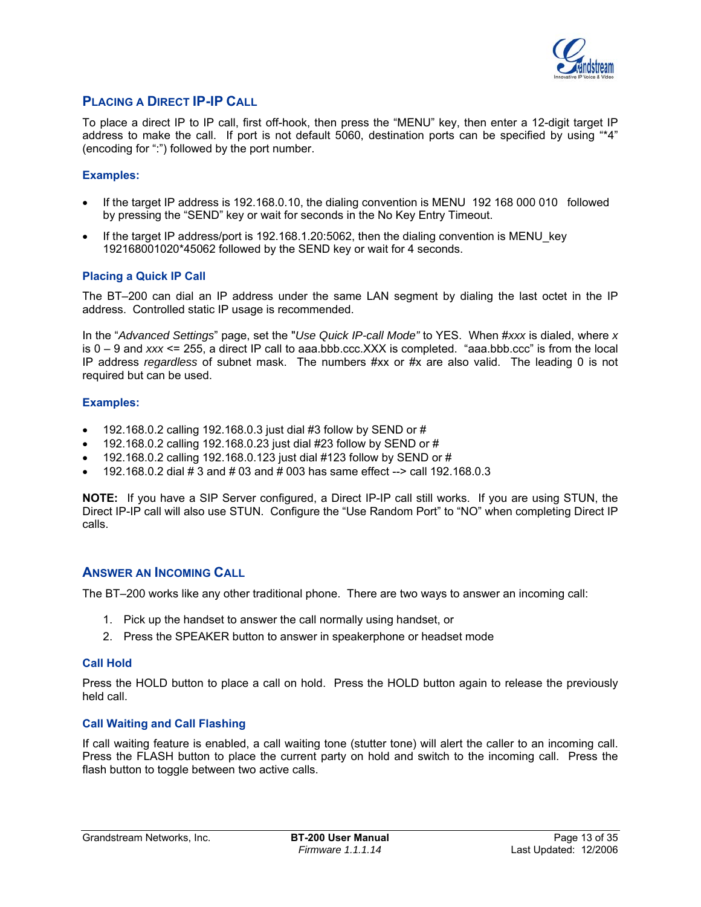## PLACING A DIRECT IP-IP CALL

To place a direct IP to IP call, first off-hook, then press the "MENU" key, then enter a 12-digit target IP address to make the call. If port is not default 5060, destination ports can be specified by using "*4" (encoding for ":") followed by the port number.

### Examples:

- If the target IP address is 192.168.0.10, the dialing convention is MENU 192 168 000 010 followed by pressing the "SEND" key or wait for seconds in the No Key Entry Timeout.
- If the target IP address/port is 192.168.1.20:5062, then the dialing convention is MENU_key 192168001020*45062 followed by the SEND key or wait for 4 seconds.

### Placing a Quick IP Call

The BT–200 can dial an IP address under the same LAN segment by dialing the last octet in the IP address. Controlled static IP usage is recommended.

In the "*Advanced Settings*" page, set the "*Use Quick IP-call Mode"* to YES. When #*xxx* is dialed, where *x* is 0 – 9 and *xxx* <= 255, a direct IP call to aaa.bbb.ccc.XXX is completed. "aaa.bbb.ccc" is from the local IP address *regardless* of subnet mask. The numbers #xx or #x are also valid. The leading 0 is not required but can be used.

### Examples:

- 192.168.0.2 calling 192.168.0.3 just dial #3 follow by SEND or #
- 192.168.0.2 calling 192.168.0.23 just dial #23 follow by SEND or #
- 192.168.0.2 calling 192.168.0.123 just dial #123 follow by SEND or #
- 192.168.0.2 dial # 3 and # 03 and # 003 has same effect --> call 192.168.0.3

**NOTE:** If you have a SIP Server configured, a Direct IP-IP call still works. If you are using STUN, the Direct IP-IP call will also use STUN. Configure the "Use Random Port" to "NO" when completing Direct IP calls.

## ANSWER AN INCOMING CALL

The BT–200 works like any other traditional phone. There are two ways to answer an incoming call:

1. Pick up the handset to answer the call normally using handset, or
2. Press the SPEAKER button to answer in speakerphone or headset mode

### Call Hold

Press the HOLD button to place a call on hold. Press the HOLD button again to release the previously held call.

### Call Waiting and Call Flashing

If call waiting feature is enabled, a call waiting tone (stutter tone) will alert the caller to an incoming call. Press the FLASH button to place the current party on hold and switch to the incoming call. Press the flash button to toggle between two active calls.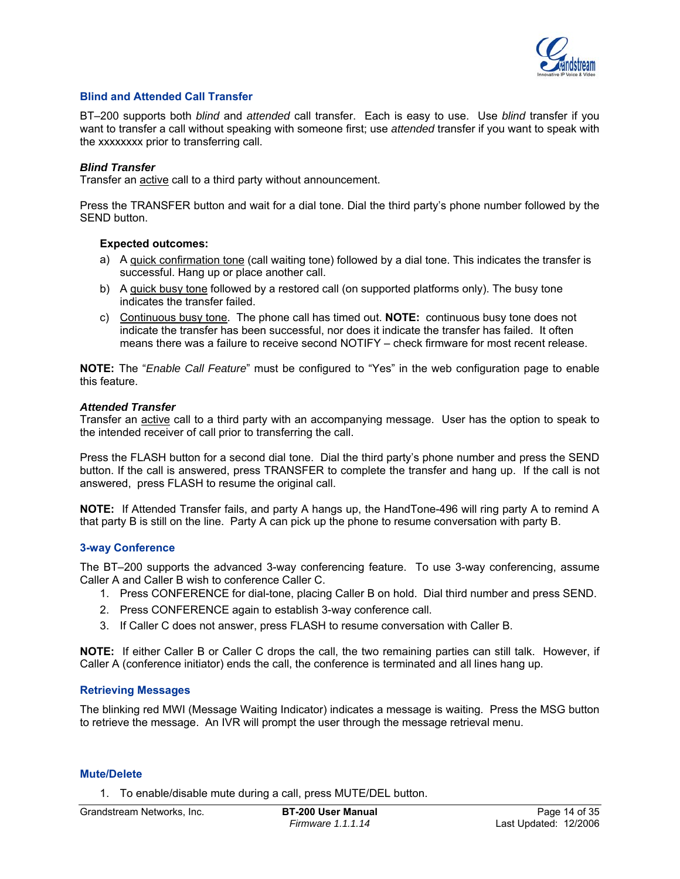## Blind and Attended Call Transfer

BT–200 supports both *blind* and *attended* call transfer. Each is easy to use. Use *blind* transfer if you want to transfer a call without speaking with someone first; use *attended* transfer if you want to speak with the xxxxxxxx prior to transferring call.

***Blind Transfer***
Transfer an active call to a third party without announcement.

Press the TRANSFER button and wait for a dial tone. Dial the third party's phone number followed by the SEND button.

**Expected outcomes:**

a) A quick confirmation tone (call waiting tone) followed by a dial tone. This indicates the transfer is successful. Hang up or place another call.
b) A quick busy tone followed by a restored call (on supported platforms only). The busy tone indicates the transfer failed.
c) Continuous busy tone. The phone call has timed out. **NOTE:** continuous busy tone does not indicate the transfer has been successful, nor does it indicate the transfer has failed. It often means there was a failure to receive second NOTIFY – check firmware for most recent release.

**NOTE:** The "*Enable Call Feature*" must be configured to "Yes" in the web configuration page to enable this feature.

***Attended Transfer***
Transfer an active call to a third party with an accompanying message. User has the option to speak to the intended receiver of call prior to transferring the call.

Press the FLASH button for a second dial tone. Dial the third party's phone number and press the SEND button. If the call is answered, press TRANSFER to complete the transfer and hang up. If the call is not answered, press FLASH to resume the original call.

**NOTE:** If Attended Transfer fails, and party A hangs up, the HandTone-496 will ring party A to remind A that party B is still on the line. Party A can pick up the phone to resume conversation with party B.

## 3-way Conference

The BT–200 supports the advanced 3-way conferencing feature. To use 3-way conferencing, assume Caller A and Caller B wish to conference Caller C.

1. Press CONFERENCE for dial-tone, placing Caller B on hold. Dial third number and press SEND.
2. Press CONFERENCE again to establish 3-way conference call.
3. If Caller C does not answer, press FLASH to resume conversation with Caller B.

**NOTE:** If either Caller B or Caller C drops the call, the two remaining parties can still talk. However, if Caller A (conference initiator) ends the call, the conference is terminated and all lines hang up.

## Retrieving Messages

The blinking red MWI (Message Waiting Indicator) indicates a message is waiting. Press the MSG button to retrieve the message. An IVR will prompt the user through the message retrieval menu.

## Mute/Delete

1. To enable/disable mute during a call, press MUTE/DEL button.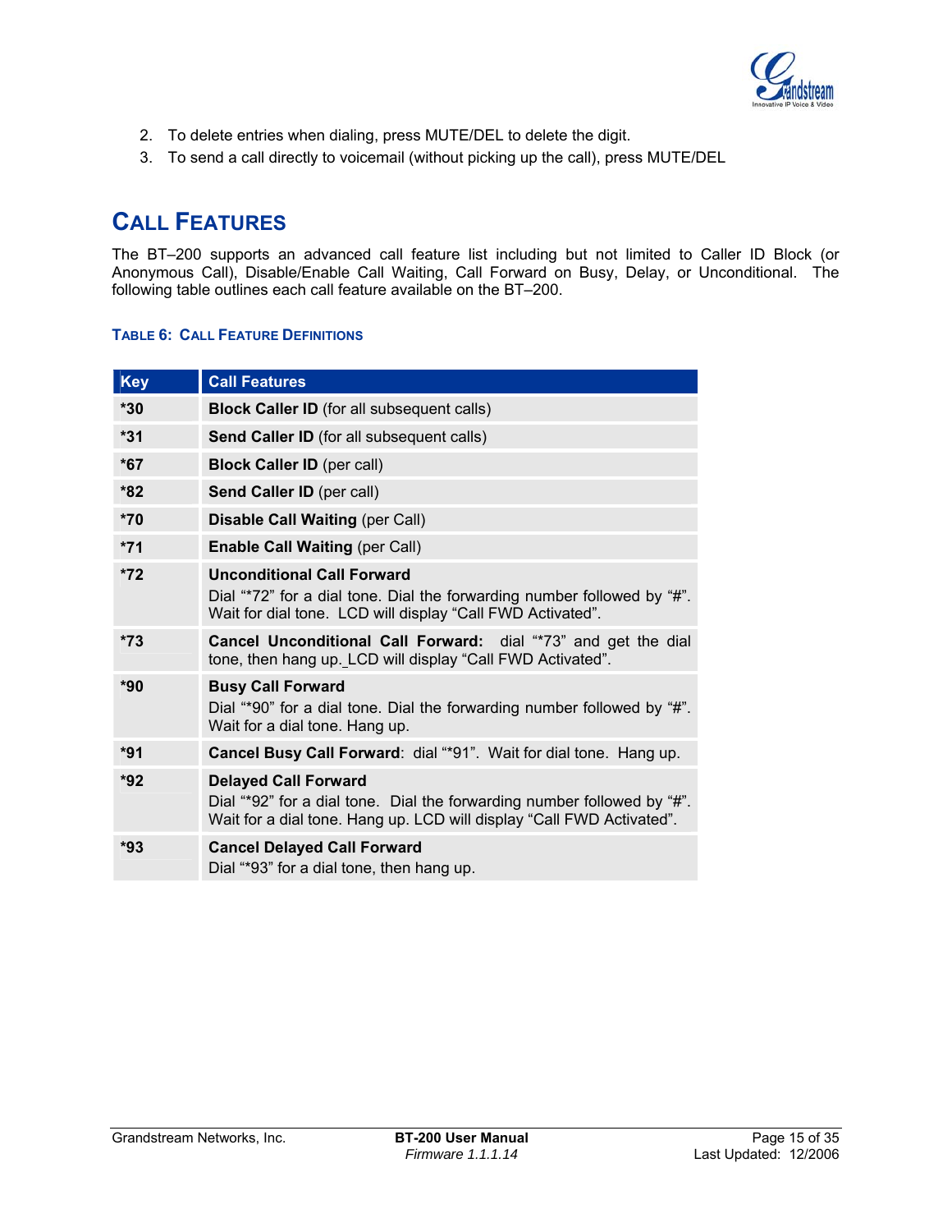2. To delete entries when dialing, press MUTE/DEL to delete the digit.
3. To send a call directly to voicemail (without picking up the call), press MUTE/DEL

## CALL FEATURES

The BT–200 supports an advanced call feature list including but not limited to Caller ID Block (or Anonymous Call), Disable/Enable Call Waiting, Call Forward on Busy, Delay, or Unconditional. The following table outlines each call feature available on the BT–200.

#### TABLE 6: CALL FEATURE DEFINITIONS

| Key | Call Features |
| --- | --- |
| *30 | **Block Caller ID** (for all subsequent calls) |
| *31 | **Send Caller ID** (for all subsequent calls) |
| *67 | **Block Caller ID** (per call) |
| *82 | **Send Caller ID** (per call) |
| *70 | **Disable Call Waiting** (per Call) |
| *71 | **Enable Call Waiting** (per Call) |
| *72 | **Unconditional Call Forward**<br>Dial "*72" for a dial tone. Dial the forwarding number followed by "#". Wait for dial tone. LCD will display "Call FWD Activated". |
| *73 | **Cancel Unconditional Call Forward:** dial "*73" and get the dial tone, then hang up. LCD will display "Call FWD Activated". |
| *90 | **Busy Call Forward**<br>Dial "*90" for a dial tone. Dial the forwarding number followed by "#". Wait for a dial tone. Hang up. |
| *91 | **Cancel Busy Call Forward**: dial "*91". Wait for dial tone. Hang up. |
| *92 | **Delayed Call Forward**<br>Dial "*92" for a dial tone. Dial the forwarding number followed by "#". Wait for a dial tone. Hang up. LCD will display "Call FWD Activated". |
| *93 | **Cancel Delayed Call Forward**<br>Dial "*93" for a dial tone, then hang up. |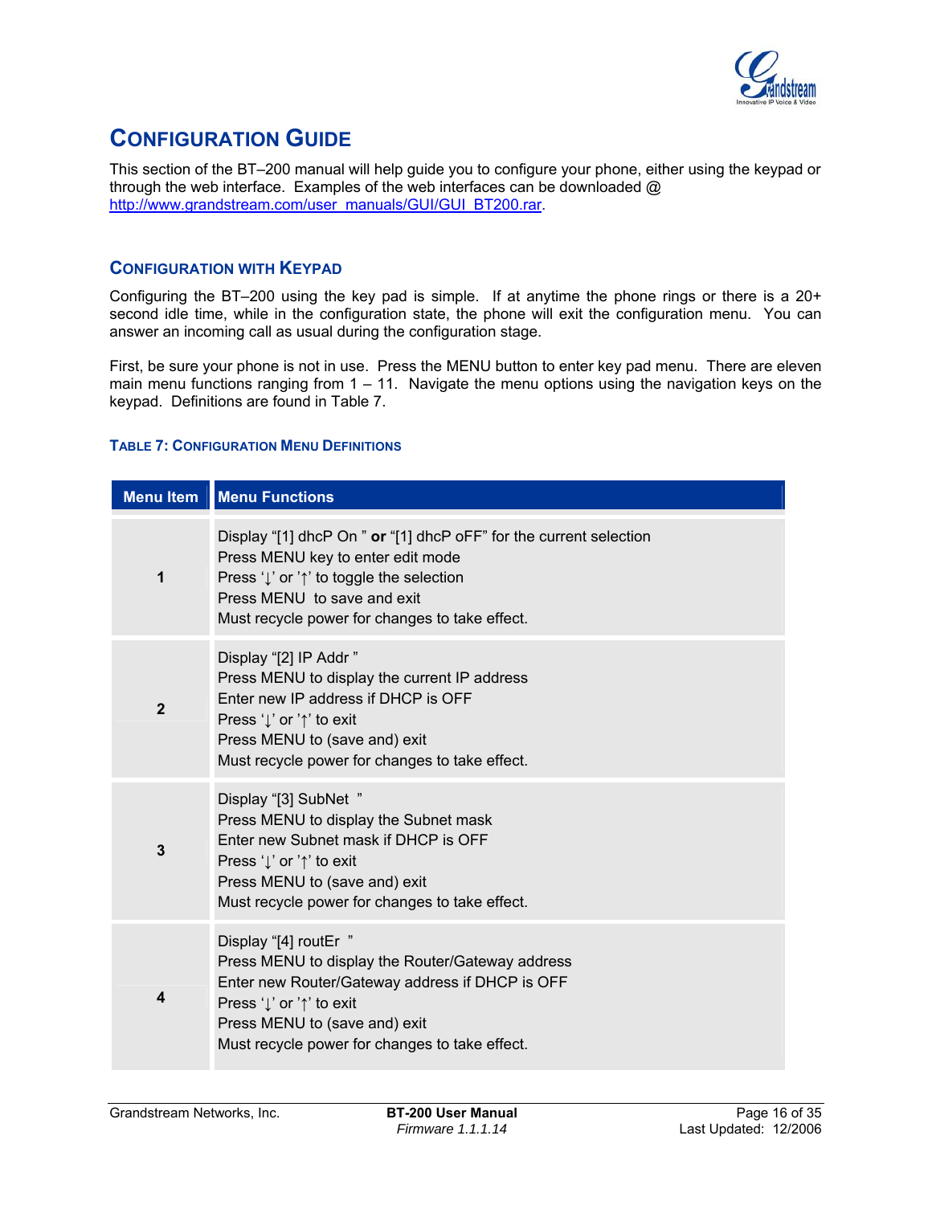# CONFIGURATION GUIDE

This section of the BT–200 manual will help guide you to configure your phone, either using the keypad or through the web interface. Examples of the web interfaces can be downloaded @ http://www.grandstream.com/user_manuals/GUI/GUI_BT200.rar.

## CONFIGURATION WITH KEYPAD

Configuring the BT–200 using the key pad is simple. If at anytime the phone rings or there is a 20+ second idle time, while in the configuration state, the phone will exit the configuration menu. You can answer an incoming call as usual during the configuration stage.

First, be sure your phone is not in use. Press the MENU button to enter key pad menu. There are eleven main menu functions ranging from 1 – 11. Navigate the menu options using the navigation keys on the keypad. Definitions are found in Table 7.

### TABLE 7: CONFIGURATION MENU DEFINITIONS

| Menu Item | Menu Functions |
|---|---|
| **1** | Display “[1] dhcP On ” **or** “[1] dhcP oFF” for the current selection<br>Press MENU key to enter edit mode<br>Press ‘↓’ or ’↑’ to toggle the selection<br>Press MENU to save and exit<br>Must recycle power for changes to take effect. |
| **2** | Display “[2] IP Addr ”<br>Press MENU to display the current IP address<br>Enter new IP address if DHCP is OFF<br>Press ‘↓’ or ’↑’ to exit<br>Press MENU to (save and) exit<br>Must recycle power for changes to take effect. |
| **3** | Display “[3] SubNet ”<br>Press MENU to display the Subnet mask<br>Enter new Subnet mask if DHCP is OFF<br>Press ‘↓’ or ’↑’ to exit<br>Press MENU to (save and) exit<br>Must recycle power for changes to take effect. |
| **4** | Display “[4] routEr ”<br>Press MENU to display the Router/Gateway address<br>Enter new Router/Gateway address if DHCP is OFF<br>Press ‘↓’ or ’↑’ to exit<br>Press MENU to (save and) exit<br>Must recycle power for changes to take effect. |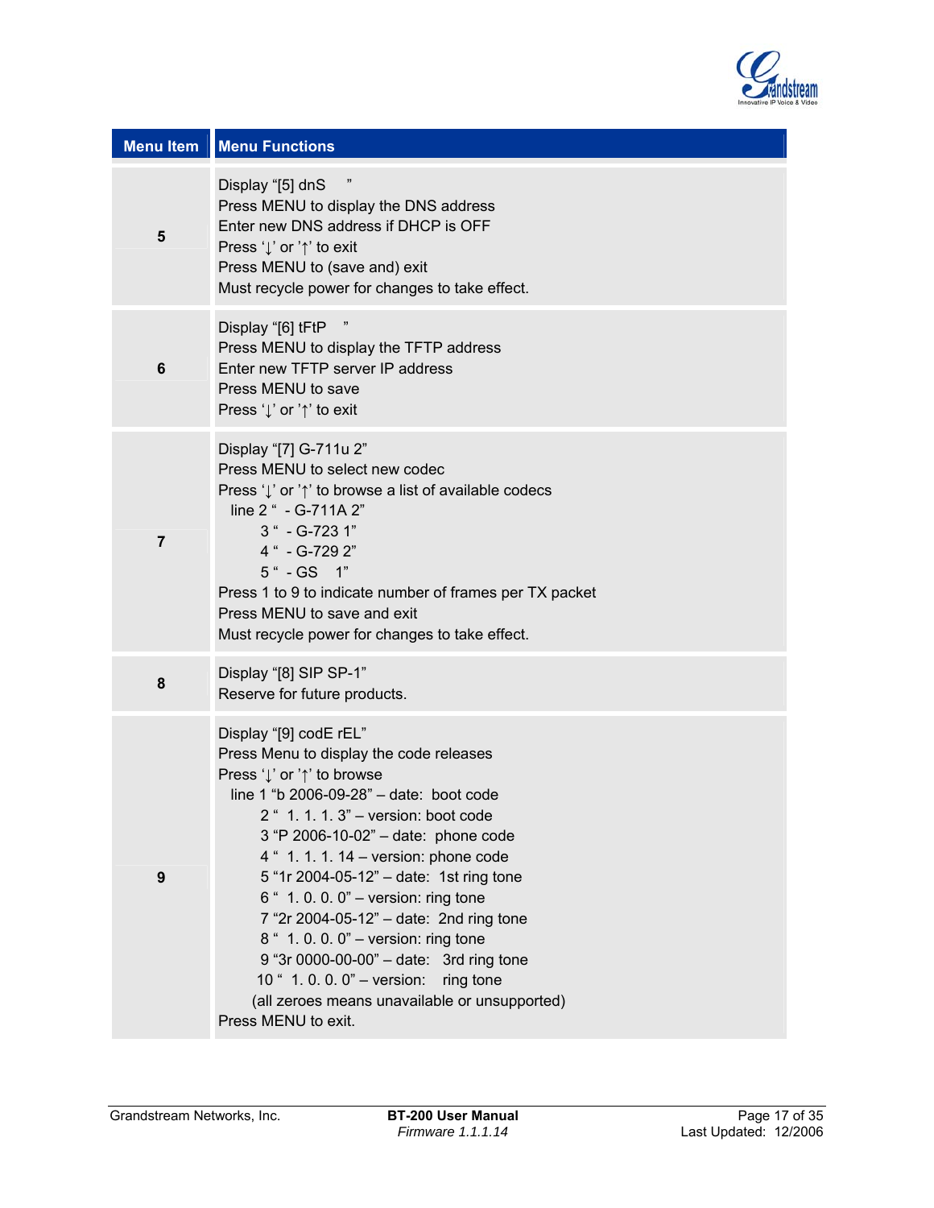| Menu Item | Menu Functions |
|---|---|
| 5 | Display "[5] dnS ”<br>Press MENU to display the DNS address<br>Enter new DNS address if DHCP is OFF<br>Press '↓' or '↑' to exit<br>Press MENU to (save and) exit<br>Must recycle power for changes to take effect. |
| 6 | Display "[6] tFtP ”<br>Press MENU to display the TFTP address<br>Enter new TFTP server IP address<br>Press MENU to save<br>Press '↓' or '↑' to exit |
| 7 | Display "[7] G-711u 2"<br>Press MENU to select new codec<br>Press '↓' or '↑' to browse a list of available codecs<br>line 2 " - G-711A 2"<br>3 " - G-723 1"<br>4 " - G-729 2"<br>5 " - GS 1"<br>Press 1 to 9 to indicate number of frames per TX packet<br>Press MENU to save and exit<br>Must recycle power for changes to take effect. |
| 8 | Display "[8] SIP SP-1"<br>Reserve for future products. |
| 9 | Display "[9] codE rEL"<br>Press Menu to display the code releases<br>Press '↓' or '↑' to browse<br>line 1 "b 2006-09-28" – date: boot code<br>2 " 1. 1. 1. 3" – version: boot code<br>3 "P 2006-10-02" – date: phone code<br>4 " 1. 1. 1. 14 – version: phone code<br>5 "1r 2004-05-12" – date: 1st ring tone<br>6 " 1. 0. 0. 0" – version: ring tone<br>7 "2r 2004-05-12" – date: 2nd ring tone<br>8 " 1. 0. 0. 0" – version: ring tone<br>9 "3r 0000-00-00" – date: 3rd ring tone<br>10 " 1. 0. 0. 0" – version: ring tone<br>(all zeroes means unavailable or unsupported)<br>Press MENU to exit. |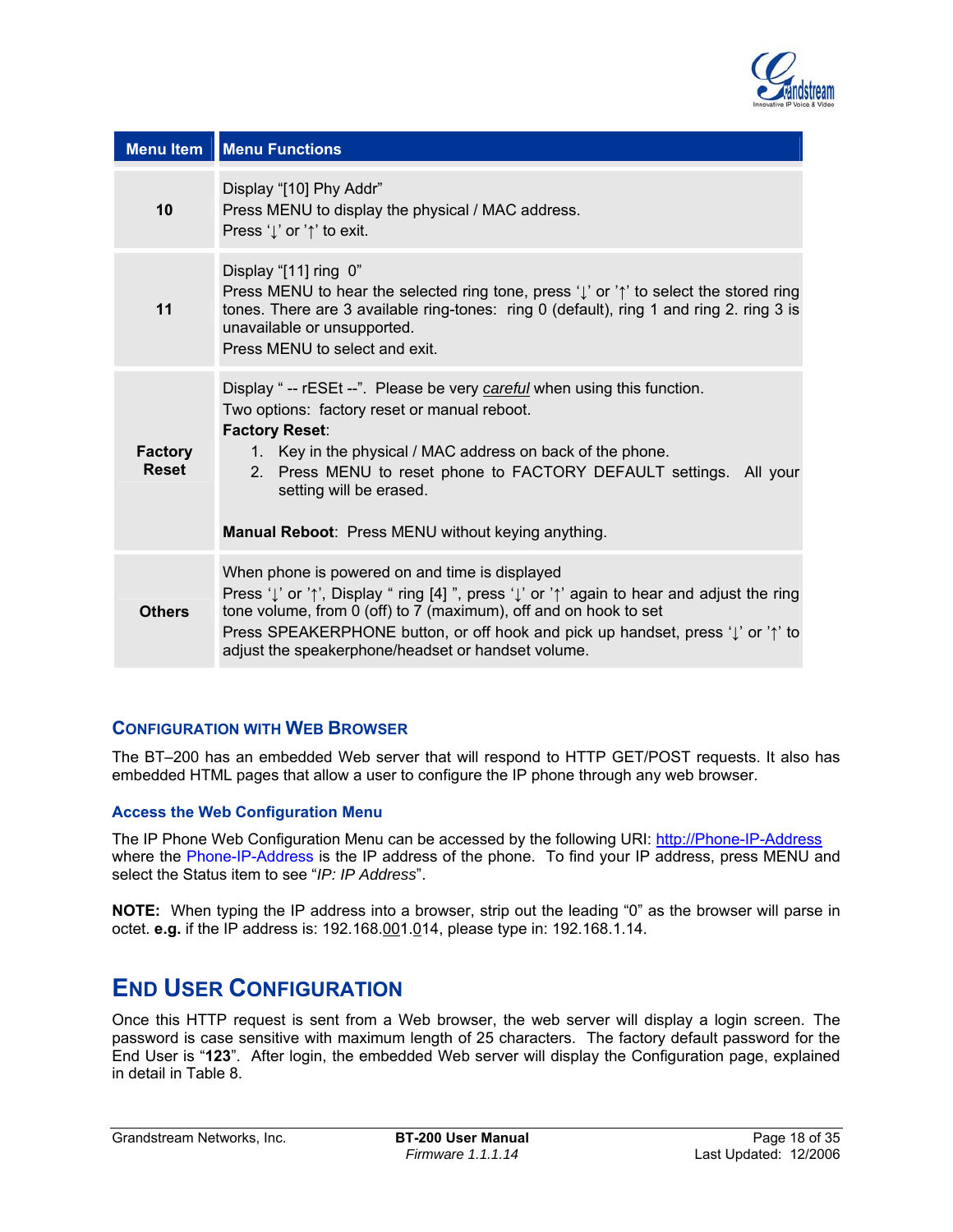| Menu Item | Menu Functions |
|---|---|
| **10** | Display "[10] Phy Addr"<br>Press MENU to display the physical / MAC address.<br>Press '↓' or '↑' to exit. |
| **11** | Display "[11] ring 0"<br>Press MENU to hear the selected ring tone, press '↓' or '↑' to select the stored ring tones. There are 3 available ring-tones: ring 0 (default), ring 1 and ring 2. ring 3 is unavailable or unsupported.<br>Press MENU to select and exit. |
| **Factory Reset** | Display " -- rESEt --". Please be very *careful* when using this function.<br>Two options: factory reset or manual reboot.<br>**Factory Reset**:<br>1. Key in the physical / MAC address on back of the phone.<br>2. Press MENU to reset phone to FACTORY DEFAULT settings. All your setting will be erased.<br><br>**Manual Reboot**: Press MENU without keying anything. |
| **Others** | When phone is powered on and time is displayed<br>Press '↓' or '↑', Display " ring [4] ", press '↓' or '↑' again to hear and adjust the ring tone volume, from 0 (off) to 7 (maximum), off and on hook to set<br>Press SPEAKERPHONE button, or off hook and pick up handset, press '↓' or '↑' to adjust the speakerphone/headset or handset volume. |

### Configuration with Web Browser

The BT–200 has an embedded Web server that will respond to HTTP GET/POST requests. It also has embedded HTML pages that allow a user to configure the IP phone through any web browser.

#### Access the Web Configuration Menu

The IP Phone Web Configuration Menu can be accessed by the following URI: http://Phone-IP-Address where the Phone-IP-Address is the IP address of the phone. To find your IP address, press MENU and select the Status item to see "*IP: IP Address*".

**NOTE:** When typing the IP address into a browser, strip out the leading "0" as the browser will parse in octet. **e.g.** if the IP address is: 192.168.001.014, please type in: 192.168.1.14.

## End User Configuration

Once this HTTP request is sent from a Web browser, the web server will display a login screen. The password is case sensitive with maximum length of 25 characters. The factory default password for the End User is "**123**". After login, the embedded Web server will display the Configuration page, explained in detail in Table 8.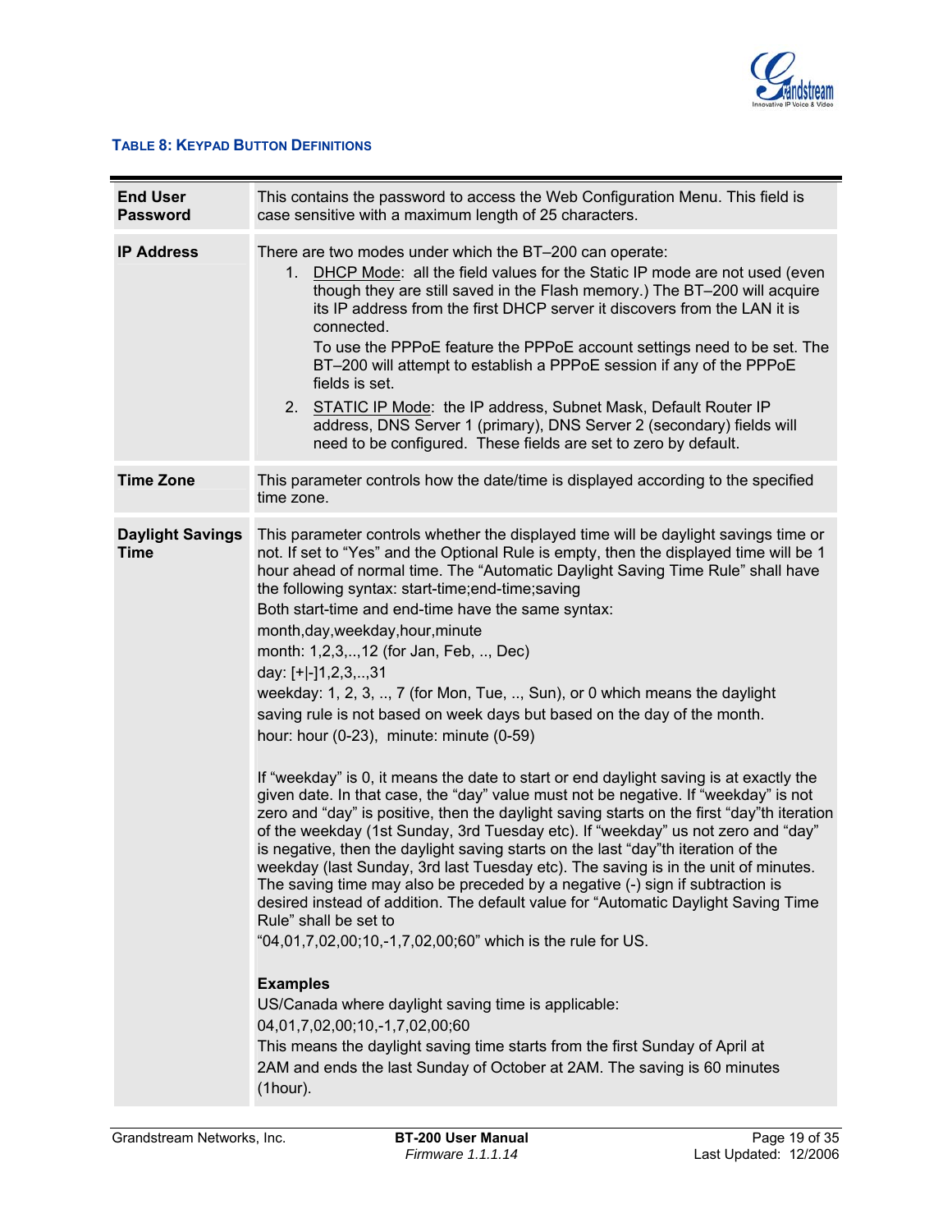**TABLE 8: KEYPAD BUTTON DEFINITIONS**

| | |
|---|---|
| **End User Password** | This contains the password to access the Web Configuration Menu. This field is case sensitive with a maximum length of 25 characters. |
| **IP Address** | There are two modes under which the BT–200 can operate:<br>1. DHCP Mode: all the field values for the Static IP mode are not used (even though they are still saved in the Flash memory.) The BT–200 will acquire its IP address from the first DHCP server it discovers from the LAN it is connected.<br>To use the PPPoE feature the PPPoE account settings need to be set. The BT–200 will attempt to establish a PPPoE session if any of the PPPoE fields is set.<br>2. STATIC IP Mode: the IP address, Subnet Mask, Default Router IP address, DNS Server 1 (primary), DNS Server 2 (secondary) fields will need to be configured. These fields are set to zero by default. |
| **Time Zone** | This parameter controls how the date/time is displayed according to the specified time zone. |
| **Daylight Savings Time** | This parameter controls whether the displayed time will be daylight savings time or not. If set to “Yes” and the Optional Rule is empty, then the displayed time will be 1 hour ahead of normal time. The “Automatic Daylight Saving Time Rule” shall have the following syntax: start-time;end-time;saving<br>Both start-time and end-time have the same syntax:<br>month,day,weekday,hour,minute<br>month: 1,2,3,..,12 (for Jan, Feb, .., Dec)<br>day: [+\|-]1,2,3,..,31<br>weekday: 1, 2, 3, .., 7 (for Mon, Tue, .., Sun), or 0 which means the daylight saving rule is not based on week days but based on the day of the month.<br>hour: hour (0-23), minute: minute (0-59)<br><br>If “weekday” is 0, it means the date to start or end daylight saving is at exactly the given date. In that case, the “day” value must not be negative. If “weekday” is not zero and “day” is positive, then the daylight saving starts on the first “day”th iteration of the weekday (1st Sunday, 3rd Tuesday etc). If “weekday” us not zero and “day” is negative, then the daylight saving starts on the last “day”th iteration of the weekday (last Sunday, 3rd last Tuesday etc). The saving is in the unit of minutes. The saving time may also be preceded by a negative (-) sign if subtraction is desired instead of addition. The default value for “Automatic Daylight Saving Time Rule” shall be set to<br>“04,01,7,02,00;10,-1,7,02,00;60” which is the rule for US.<br><br>**Examples**<br>US/Canada where daylight saving time is applicable:<br>04,01,7,02,00;10,-1,7,02,00;60<br>This means the daylight saving time starts from the first Sunday of April at 2AM and ends the last Sunday of October at 2AM. The saving is 60 minutes (1hour). |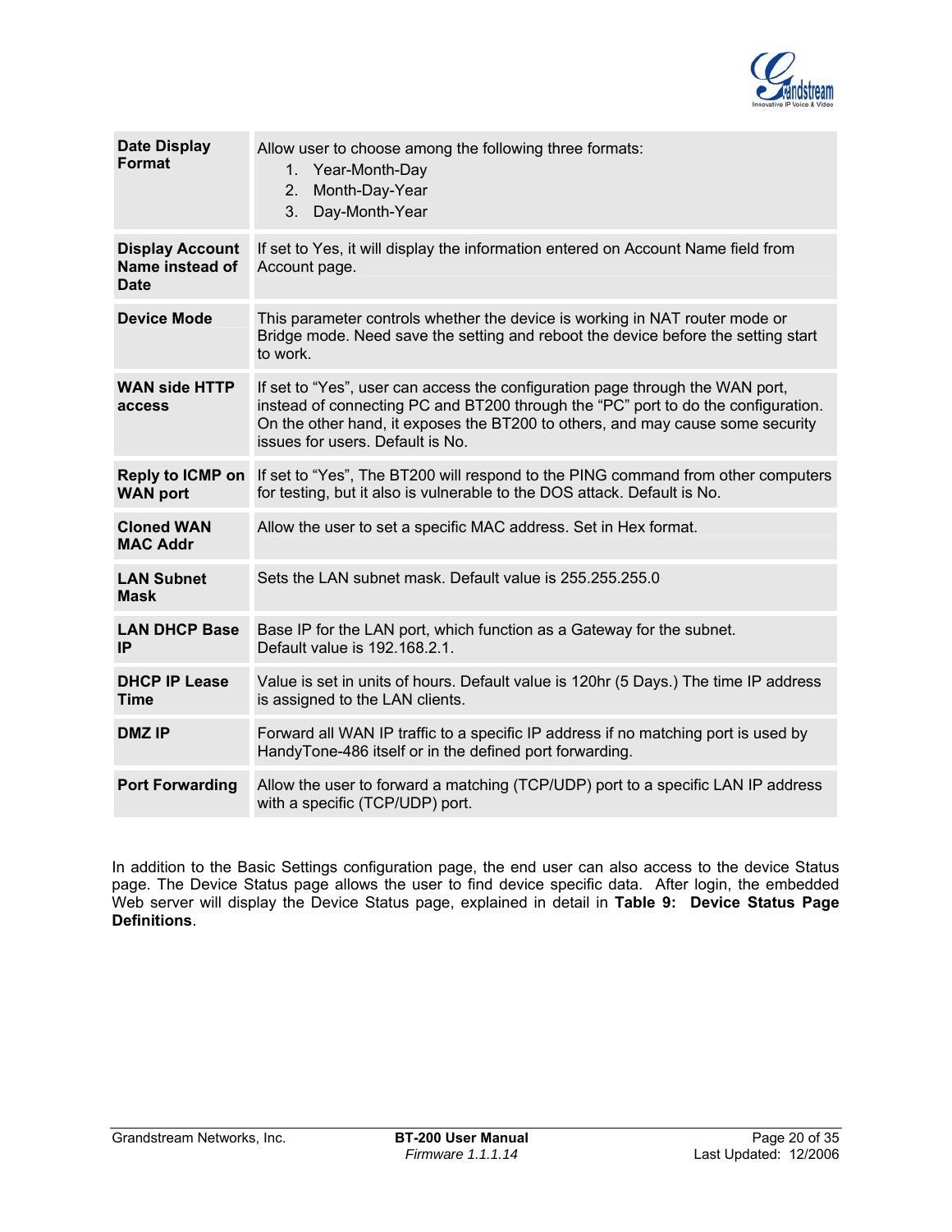| | |
|---|---|
| **Date Display Format** | Allow user to choose among the following three formats:<br>1. Year-Month-Day<br>2. Month-Day-Year<br>3. Day-Month-Year |
| **Display Account Name instead of Date** | If set to Yes, it will display the information entered on Account Name field from Account page. |
| **Device Mode** | This parameter controls whether the device is working in NAT router mode or Bridge mode. Need save the setting and reboot the device before the setting start to work. |
| **WAN side HTTP access** | If set to “Yes”, user can access the configuration page through the WAN port, instead of connecting PC and BT200 through the “PC” port to do the configuration. On the other hand, it exposes the BT200 to others, and may cause some security issues for users. Default is No. |
| **Reply to ICMP on WAN port** | If set to “Yes”, The BT200 will respond to the PING command from other computers for testing, but it also is vulnerable to the DOS attack. Default is No. |
| **Cloned WAN MAC Addr** | Allow the user to set a specific MAC address. Set in Hex format. |
| **LAN Subnet Mask** | Sets the LAN subnet mask. Default value is 255.255.255.0 |
| **LAN DHCP Base IP** | Base IP for the LAN port, which function as a Gateway for the subnet.<br>Default value is 192.168.2.1. |
| **DHCP IP Lease Time** | Value is set in units of hours. Default value is 120hr (5 Days.) The time IP address is assigned to the LAN clients. |
| **DMZ IP** | Forward all WAN IP traffic to a specific IP address if no matching port is used by HandyTone-486 itself or in the defined port forwarding. |
| **Port Forwarding** | Allow the user to forward a matching (TCP/UDP) port to a specific LAN IP address with a specific (TCP/UDP) port. |

In addition to the Basic Settings configuration page, the end user can also access to the device Status page. The Device Status page allows the user to find device specific data. After login, the embedded Web server will display the Device Status page, explained in detail in **Table 9: Device Status Page Definitions**.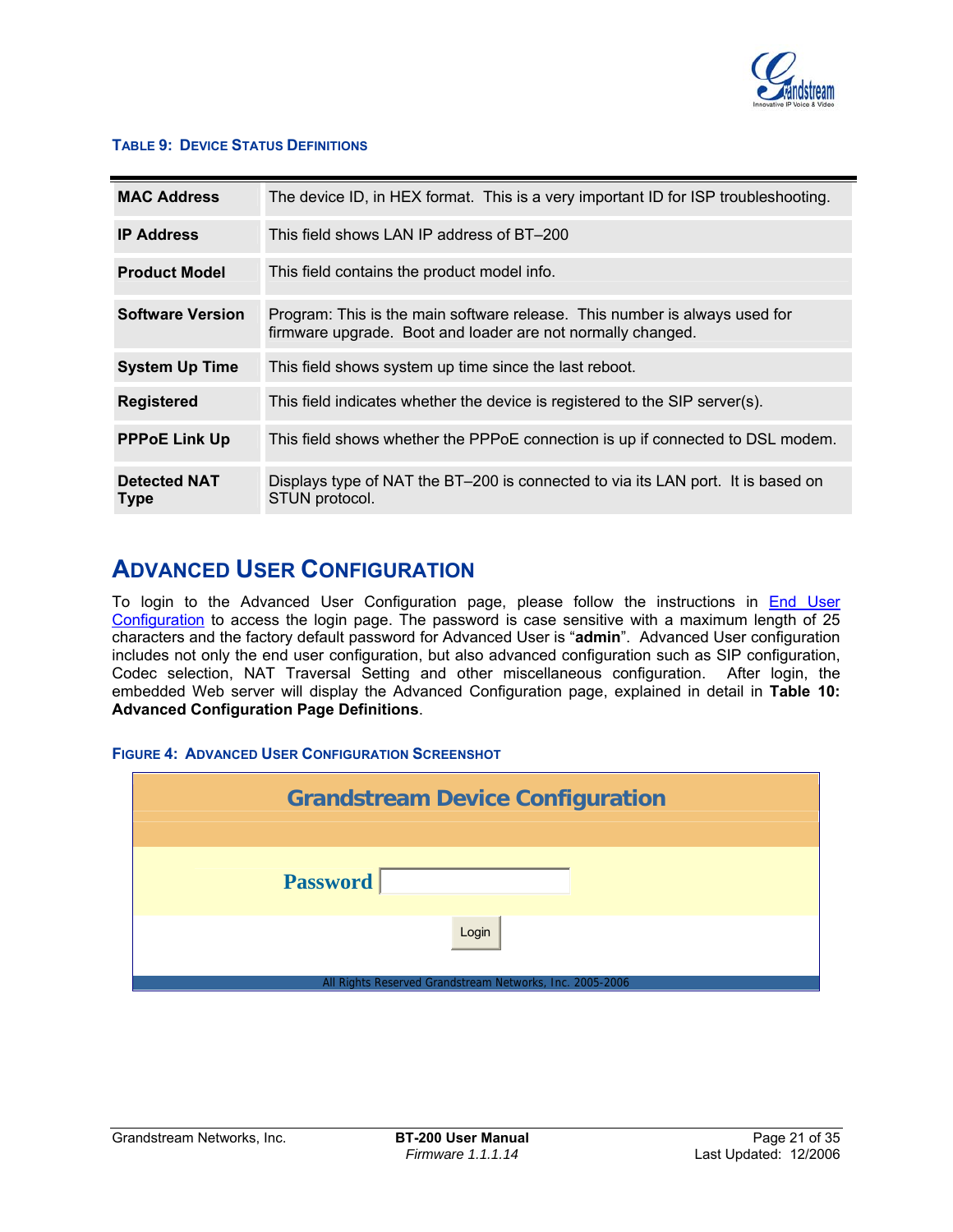**TABLE 9: DEVICE STATUS DEFINITIONS**

| | |
|---|---|
| **MAC Address** | The device ID, in HEX format. This is a very important ID for ISP troubleshooting. |
| **IP Address** | This field shows LAN IP address of BT–200 |
| **Product Model** | This field contains the product model info. |
| **Software Version** | Program: This is the main software release. This number is always used for firmware upgrade. Boot and loader are not normally changed. |
| **System Up Time** | This field shows system up time since the last reboot. |
| **Registered** | This field indicates whether the device is registered to the SIP server(s). |
| **PPPoE Link Up** | This field shows whether the PPPoE connection is up if connected to DSL modem. |
| **Detected NAT Type** | Displays type of NAT the BT–200 is connected to via its LAN port. It is based on STUN protocol. |

## ADVANCED USER CONFIGURATION

To login to the Advanced User Configuration page, please follow the instructions in End User Configuration to access the login page. The password is case sensitive with a maximum length of 25 characters and the factory default password for Advanced User is "**admin**". Advanced User configuration includes not only the end user configuration, but also advanced configuration such as SIP configuration, Codec selection, NAT Traversal Setting and other miscellaneous configuration. After login, the embedded Web server will display the Advanced Configuration page, explained in detail in **Table 10: Advanced Configuration Page Definitions**.

**FIGURE 4: ADVANCED USER CONFIGURATION SCREENSHOT**

Grandstream Device Configuration

Password

Login

All Rights Reserved Grandstream Networks, Inc. 2005-2006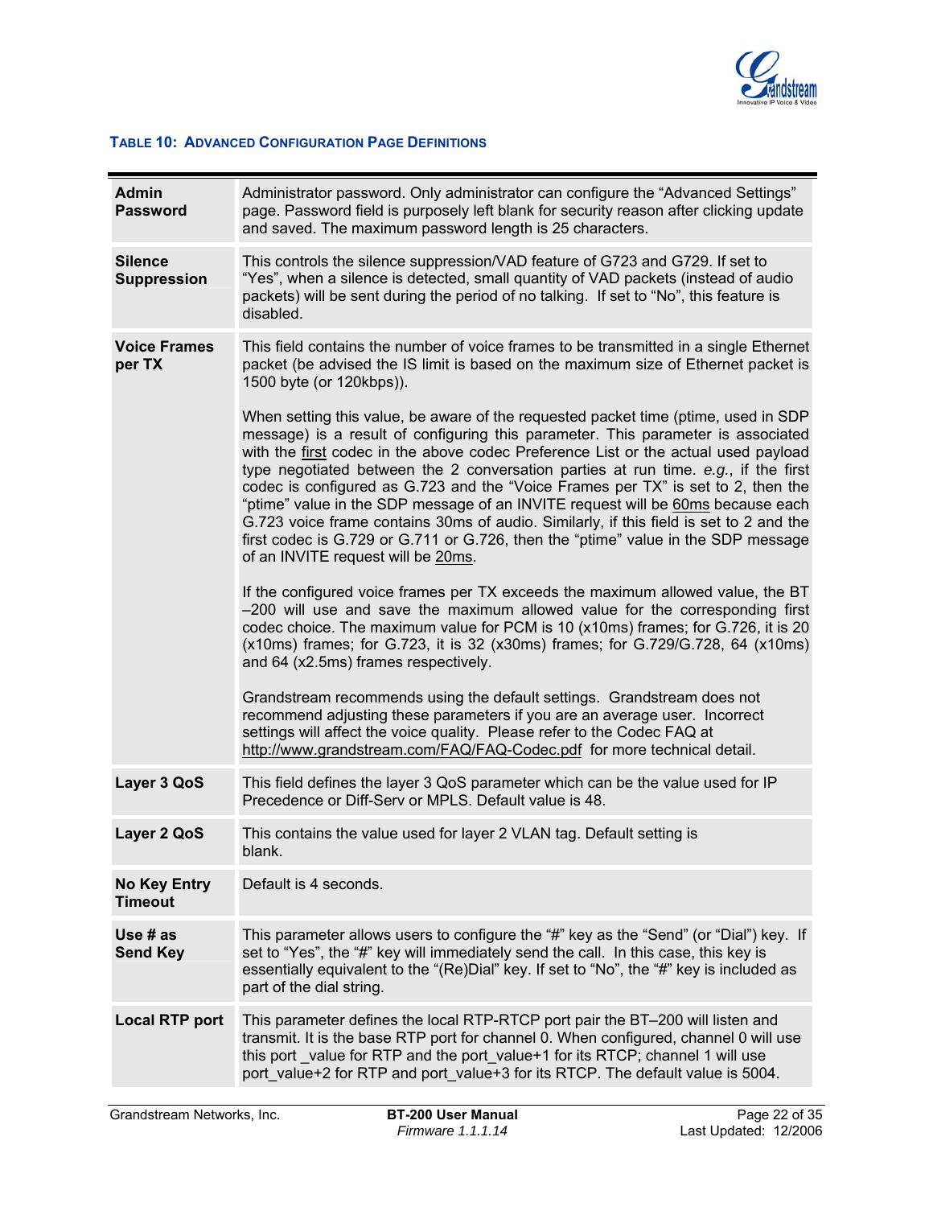**TABLE 10: ADVANCED CONFIGURATION PAGE DEFINITIONS**

| | |
|---|---|
| **Admin Password** | Administrator password. Only administrator can configure the "Advanced Settings" page. Password field is purposely left blank for security reason after clicking update and saved. The maximum password length is 25 characters. |
| **Silence Suppression** | This controls the silence suppression/VAD feature of G723 and G729. If set to "Yes", when a silence is detected, small quantity of VAD packets (instead of audio packets) will be sent during the period of no talking. If set to "No", this feature is disabled. |
| **Voice Frames per TX** | This field contains the number of voice frames to be transmitted in a single Ethernet packet (be advised the IS limit is based on the maximum size of Ethernet packet is 1500 byte (or 120kbps)).<br><br>When setting this value, be aware of the requested packet time (ptime, used in SDP message) is a result of configuring this parameter. This parameter is associated with the first codec in the above codec Preference List or the actual used payload type negotiated between the 2 conversation parties at run time. *e.g.*, if the first codec is configured as G.723 and the "Voice Frames per TX" is set to 2, then the "ptime" value in the SDP message of an INVITE request will be 60ms because each G.723 voice frame contains 30ms of audio. Similarly, if this field is set to 2 and the first codec is G.729 or G.711 or G.726, then the "ptime" value in the SDP message of an INVITE request will be 20ms.<br><br>If the configured voice frames per TX exceeds the maximum allowed value, the BT –200 will use and save the maximum allowed value for the corresponding first codec choice. The maximum value for PCM is 10 (x10ms) frames; for G.726, it is 20 (x10ms) frames; for G.723, it is 32 (x30ms) frames; for G.729/G.728, 64 (x10ms) and 64 (x2.5ms) frames respectively.<br><br>Grandstream recommends using the default settings. Grandstream does not recommend adjusting these parameters if you are an average user. Incorrect settings will affect the voice quality. Please refer to the Codec FAQ at http://www.grandstream.com/FAQ/FAQ-Codec.pdf for more technical detail. |
| **Layer 3 QoS** | This field defines the layer 3 QoS parameter which can be the value used for IP Precedence or Diff-Serv or MPLS. Default value is 48. |
| **Layer 2 QoS** | This contains the value used for layer 2 VLAN tag. Default setting is blank. |
| **No Key Entry Timeout** | Default is 4 seconds. |
| **Use # as Send Key** | This parameter allows users to configure the "#" key as the "Send" (or "Dial") key. If set to "Yes", the "#" key will immediately send the call. In this case, this key is essentially equivalent to the "(Re)Dial" key. If set to "No", the "#" key is included as part of the dial string. |
| **Local RTP port** | This parameter defines the local RTP-RTCP port pair the BT–200 will listen and transmit. It is the base RTP port for channel 0. When configured, channel 0 will use this port _value for RTP and the port_value+1 for its RTCP; channel 1 will use port_value+2 for RTP and port_value+3 for its RTCP. The default value is 5004. |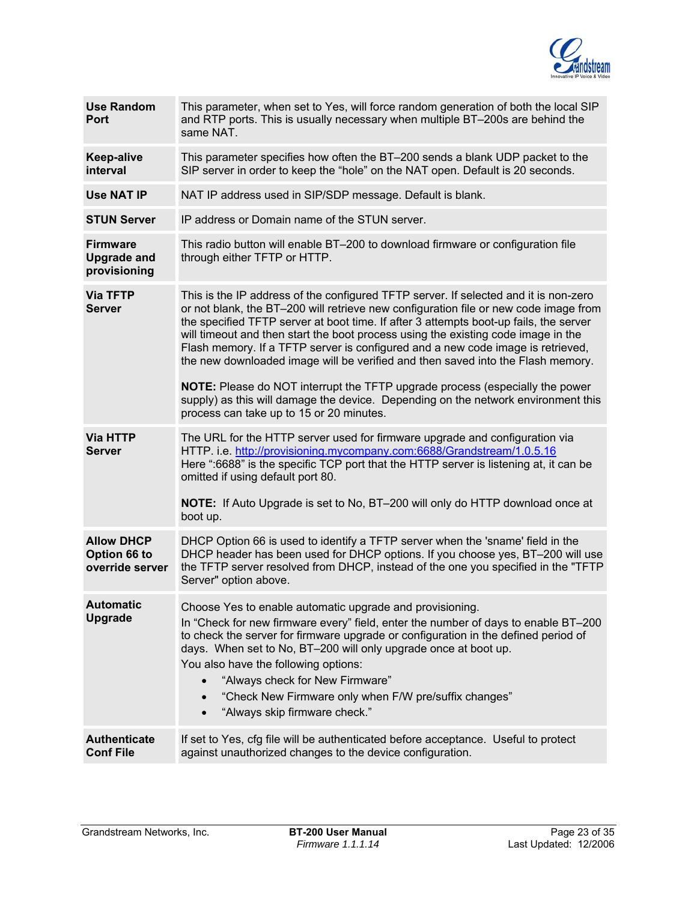| | |
|---|---|
| **Use Random Port** | This parameter, when set to Yes, will force random generation of both the local SIP and RTP ports. This is usually necessary when multiple BT–200s are behind the same NAT. |
| **Keep-alive interval** | This parameter specifies how often the BT–200 sends a blank UDP packet to the SIP server in order to keep the "hole" on the NAT open. Default is 20 seconds. |
| **Use NAT IP** | NAT IP address used in SIP/SDP message. Default is blank. |
| **STUN Server** | IP address or Domain name of the STUN server. |
| **Firmware Upgrade and provisioning** | This radio button will enable BT–200 to download firmware or configuration file through either TFTP or HTTP. |
| **Via TFTP Server** | This is the IP address of the configured TFTP server. If selected and it is non-zero or not blank, the BT–200 will retrieve new configuration file or new code image from the specified TFTP server at boot time. If after 3 attempts boot-up fails, the server will timeout and then start the boot process using the existing code image in the Flash memory. If a TFTP server is configured and a new code image is retrieved, the new downloaded image will be verified and then saved into the Flash memory.<br><br>**NOTE:** Please do NOT interrupt the TFTP upgrade process (especially the power supply) as this will damage the device. Depending on the network environment this process can take up to 15 or 20 minutes. |
| **Via HTTP Server** | The URL for the HTTP server used for firmware upgrade and configuration via HTTP. i.e. http://provisioning.mycompany.com:6688/Grandstream/1.0.5.16<br>Here ":6688" is the specific TCP port that the HTTP server is listening at, it can be omitted if using default port 80.<br><br>**NOTE:** If Auto Upgrade is set to No, BT–200 will only do HTTP download once at boot up. |
| **Allow DHCP Option 66 to override server** | DHCP Option 66 is used to identify a TFTP server when the 'sname' field in the DHCP header has been used for DHCP options. If you choose yes, BT–200 will use the TFTP server resolved from DHCP, instead of the one you specified in the "TFTP Server" option above. |
| **Automatic Upgrade** | Choose Yes to enable automatic upgrade and provisioning.<br>In "Check for new firmware every" field, enter the number of days to enable BT–200 to check the server for firmware upgrade or configuration in the defined period of days. When set to No, BT–200 will only upgrade once at boot up.<br>You also have the following options:<br>• "Always check for New Firmware"<br>• "Check New Firmware only when F/W pre/suffix changes"<br>• "Always skip firmware check." |
| **Authenticate Conf File** | If set to Yes, cfg file will be authenticated before acceptance. Useful to protect against unauthorized changes to the device configuration. |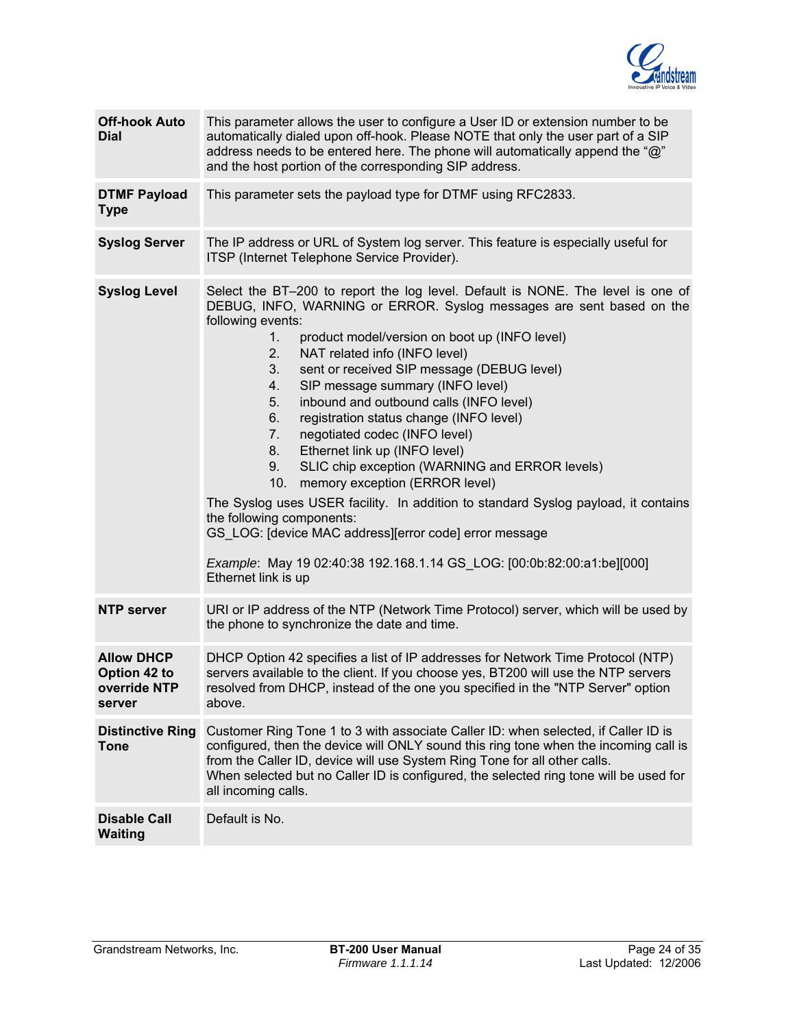| | |
|---|---|
| **Off-hook Auto Dial** | This parameter allows the user to configure a User ID or extension number to be automatically dialed upon off-hook. Please NOTE that only the user part of a SIP address needs to be entered here. The phone will automatically append the "@" and the host portion of the corresponding SIP address. |
| **DTMF Payload Type** | This parameter sets the payload type for DTMF using RFC2833. |
| **Syslog Server** | The IP address or URL of System log server. This feature is especially useful for ITSP (Internet Telephone Service Provider). |
| **Syslog Level** | Select the BT–200 to report the log level. Default is NONE. The level is one of DEBUG, INFO, WARNING or ERROR. Syslog messages are sent based on the following events:<br>1. product model/version on boot up (INFO level)<br>2. NAT related info (INFO level)<br>3. sent or received SIP message (DEBUG level)<br>4. SIP message summary (INFO level)<br>5. inbound and outbound calls (INFO level)<br>6. registration status change (INFO level)<br>7. negotiated codec (INFO level)<br>8. Ethernet link up (INFO level)<br>9. SLIC chip exception (WARNING and ERROR levels)<br>10. memory exception (ERROR level)<br>The Syslog uses USER facility. In addition to standard Syslog payload, it contains the following components:<br>GS_LOG: [device MAC address][error code] error message<br><br>*Example*: May 19 02:40:38 192.168.1.14 GS_LOG: [00:0b:82:00:a1:be][000] Ethernet link is up |
| **NTP server** | URI or IP address of the NTP (Network Time Protocol) server, which will be used by the phone to synchronize the date and time. |
| **Allow DHCP Option 42 to override NTP server** | DHCP Option 42 specifies a list of IP addresses for Network Time Protocol (NTP) servers available to the client. If you choose yes, BT200 will use the NTP servers resolved from DHCP, instead of the one you specified in the "NTP Server" option above. |
| **Distinctive Ring Tone** | Customer Ring Tone 1 to 3 with associate Caller ID: when selected, if Caller ID is configured, then the device will ONLY sound this ring tone when the incoming call is from the Caller ID, device will use System Ring Tone for all other calls.<br>When selected but no Caller ID is configured, the selected ring tone will be used for all incoming calls. |
| **Disable Call Waiting** | Default is No. |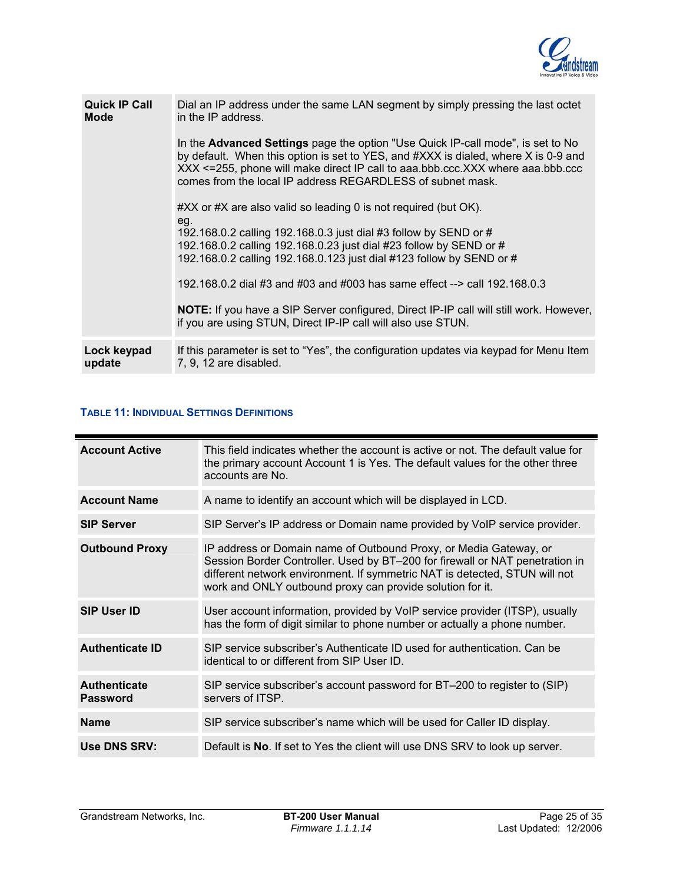| | |
|---|---|
| **Quick IP Call Mode** | Dial an IP address under the same LAN segment by simply pressing the last octet in the IP address.<br><br>In the **Advanced Settings** page the option "Use Quick IP-call mode", is set to No by default. When this option is set to YES, and #XXX is dialed, where X is 0-9 and XXX <=255, phone will make direct IP call to aaa.bbb.ccc.XXX where aaa.bbb.ccc comes from the local IP address REGARDLESS of subnet mask.<br><br>#XX or #X are also valid so leading 0 is not required (but OK).<br>eg.<br>192.168.0.2 calling 192.168.0.3 just dial #3 follow by SEND or #<br>192.168.0.2 calling 192.168.0.23 just dial #23 follow by SEND or #<br>192.168.0.2 calling 192.168.0.123 just dial #123 follow by SEND or #<br><br>192.168.0.2 dial #3 and #03 and #003 has same effect --> call 192.168.0.3<br><br>**NOTE:** If you have a SIP Server configured, Direct IP-IP call will still work. However, if you are using STUN, Direct IP-IP call will also use STUN. |
| **Lock keypad update** | If this parameter is set to “Yes”, the configuration updates via keypad for Menu Item 7, 9, 12 are disabled. |

**TABLE 11: INDIVIDUAL SETTINGS DEFINITIONS**

| | |
|---|---|
| **Account Active** | This field indicates whether the account is active or not. The default value for the primary account Account 1 is Yes. The default values for the other three accounts are No. |
| **Account Name** | A name to identify an account which will be displayed in LCD. |
| **SIP Server** | SIP Server’s IP address or Domain name provided by VoIP service provider. |
| **Outbound Proxy** | IP address or Domain name of Outbound Proxy, or Media Gateway, or Session Border Controller. Used by BT–200 for firewall or NAT penetration in different network environment. If symmetric NAT is detected, STUN will not work and ONLY outbound proxy can provide solution for it. |
| **SIP User ID** | User account information, provided by VoIP service provider (ITSP), usually has the form of digit similar to phone number or actually a phone number. |
| **Authenticate ID** | SIP service subscriber’s Authenticate ID used for authentication. Can be identical to or different from SIP User ID. |
| **Authenticate Password** | SIP service subscriber’s account password for BT–200 to register to (SIP) servers of ITSP. |
| **Name** | SIP service subscriber’s name which will be used for Caller ID display. |
| **Use DNS SRV:** | Default is **No**. If set to Yes the client will use DNS SRV to look up server. |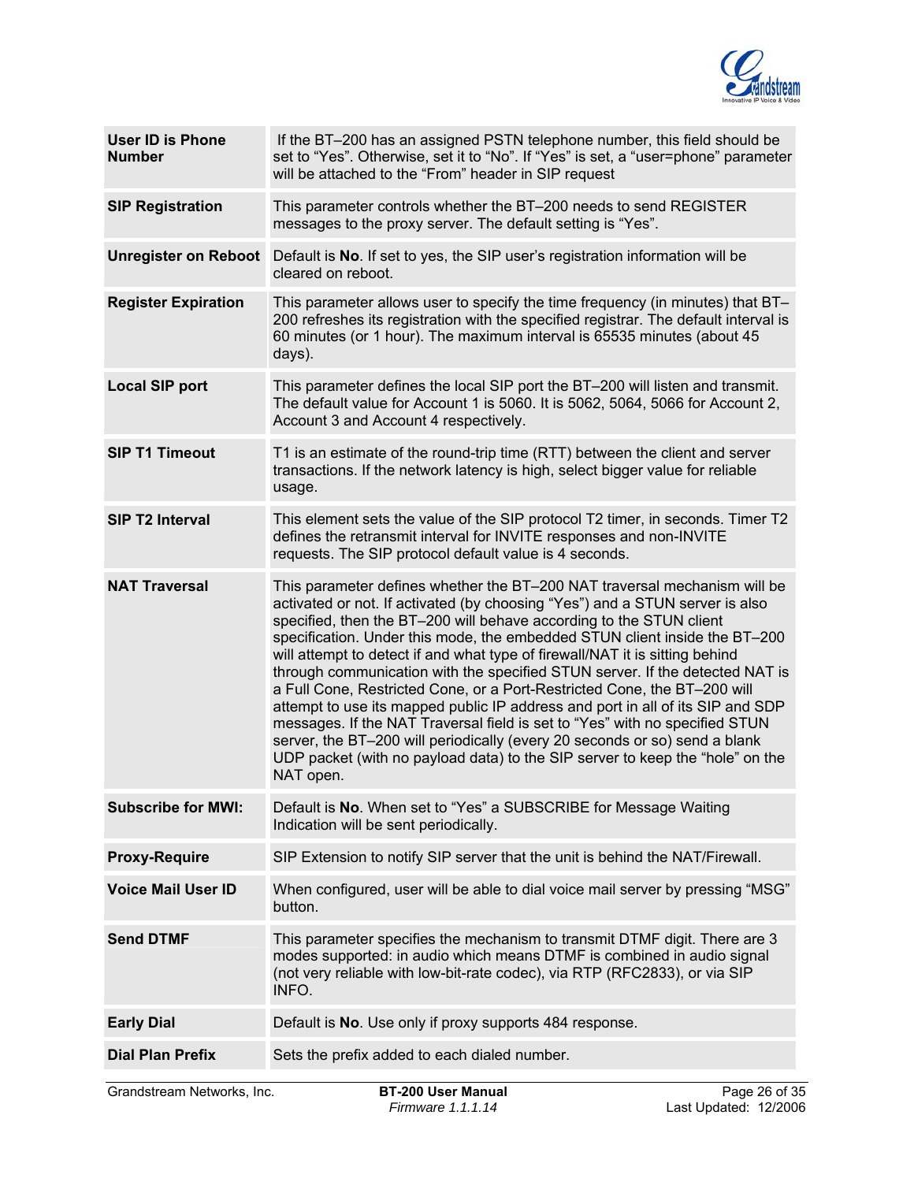| | |
|---|---|
| **User ID is Phone Number** | If the BT–200 has an assigned PSTN telephone number, this field should be set to "Yes". Otherwise, set it to "No". If "Yes" is set, a "user=phone" parameter will be attached to the "From" header in SIP request |
| **SIP Registration** | This parameter controls whether the BT–200 needs to send REGISTER messages to the proxy server. The default setting is "Yes". |
| **Unregister on Reboot** | Default is **No**. If set to yes, the SIP user's registration information will be cleared on reboot. |
| **Register Expiration** | This parameter allows user to specify the time frequency (in minutes) that BT–200 refreshes its registration with the specified registrar. The default interval is 60 minutes (or 1 hour). The maximum interval is 65535 minutes (about 45 days). |
| **Local SIP port** | This parameter defines the local SIP port the BT–200 will listen and transmit. The default value for Account 1 is 5060. It is 5062, 5064, 5066 for Account 2, Account 3 and Account 4 respectively. |
| **SIP T1 Timeout** | T1 is an estimate of the round-trip time (RTT) between the client and server transactions. If the network latency is high, select bigger value for reliable usage. |
| **SIP T2 Interval** | This element sets the value of the SIP protocol T2 timer, in seconds. Timer T2 defines the retransmit interval for INVITE responses and non-INVITE requests. The SIP protocol default value is 4 seconds. |
| **NAT Traversal** | This parameter defines whether the BT–200 NAT traversal mechanism will be activated or not. If activated (by choosing "Yes") and a STUN server is also specified, then the BT–200 will behave according to the STUN client specification. Under this mode, the embedded STUN client inside the BT–200 will attempt to detect if and what type of firewall/NAT it is sitting behind through communication with the specified STUN server. If the detected NAT is a Full Cone, Restricted Cone, or a Port-Restricted Cone, the BT–200 will attempt to use its mapped public IP address and port in all of its SIP and SDP messages. If the NAT Traversal field is set to "Yes" with no specified STUN server, the BT–200 will periodically (every 20 seconds or so) send a blank UDP packet (with no payload data) to the SIP server to keep the "hole" on the NAT open. |
| **Subscribe for MWI:** | Default is **No**. When set to "Yes" a SUBSCRIBE for Message Waiting Indication will be sent periodically. |
| **Proxy-Require** | SIP Extension to notify SIP server that the unit is behind the NAT/Firewall. |
| **Voice Mail User ID** | When configured, user will be able to dial voice mail server by pressing "MSG" button. |
| **Send DTMF** | This parameter specifies the mechanism to transmit DTMF digit. There are 3 modes supported: in audio which means DTMF is combined in audio signal (not very reliable with low-bit-rate codec), via RTP (RFC2833), or via SIP INFO. |
| **Early Dial** | Default is **No**. Use only if proxy supports 484 response. |
| **Dial Plan Prefix** | Sets the prefix added to each dialed number. |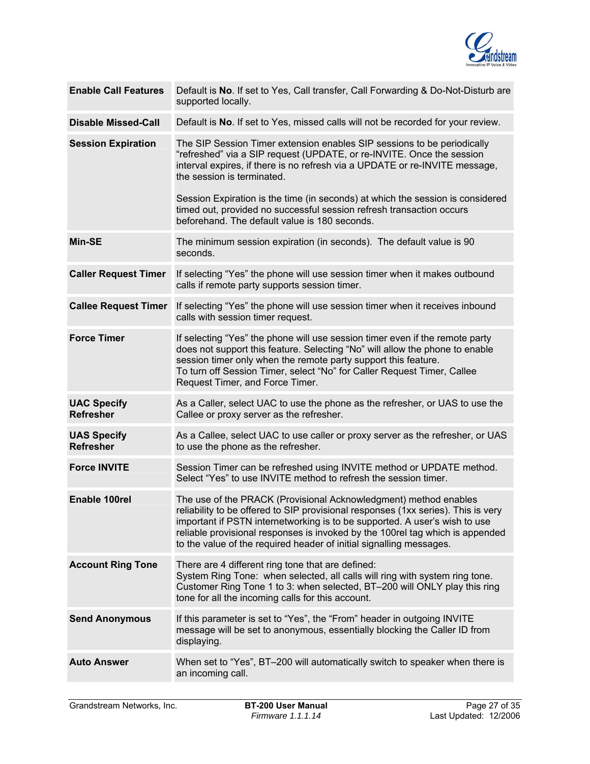| | |
|---|---|
| **Enable Call Features** | Default is **No**. If set to Yes, Call transfer, Call Forwarding & Do-Not-Disturb are supported locally. |
| **Disable Missed-Call** | Default is **No**. If set to Yes, missed calls will not be recorded for your review. |
| **Session Expiration** | The SIP Session Timer extension enables SIP sessions to be periodically "refreshed" via a SIP request (UPDATE, or re-INVITE. Once the session interval expires, if there is no refresh via a UPDATE or re-INVITE message, the session is terminated.<br><br>Session Expiration is the time (in seconds) at which the session is considered timed out, provided no successful session refresh transaction occurs beforehand. The default value is 180 seconds. |
| **Min-SE** | The minimum session expiration (in seconds). The default value is 90 seconds. |
| **Caller Request Timer** | If selecting "Yes" the phone will use session timer when it makes outbound calls if remote party supports session timer. |
| **Callee Request Timer** | If selecting "Yes" the phone will use session timer when it receives inbound calls with session timer request. |
| **Force Timer** | If selecting "Yes" the phone will use session timer even if the remote party does not support this feature. Selecting "No" will allow the phone to enable session timer only when the remote party support this feature.<br>To turn off Session Timer, select "No" for Caller Request Timer, Callee Request Timer, and Force Timer. |
| **UAC Specify Refresher** | As a Caller, select UAC to use the phone as the refresher, or UAS to use the Callee or proxy server as the refresher. |
| **UAS Specify Refresher** | As a Callee, select UAC to use caller or proxy server as the refresher, or UAS to use the phone as the refresher. |
| **Force INVITE** | Session Timer can be refreshed using INVITE method or UPDATE method. Select "Yes" to use INVITE method to refresh the session timer. |
| **Enable 100rel** | The use of the PRACK (Provisional Acknowledgment) method enables reliability to be offered to SIP provisional responses (1xx series). This is very important if PSTN internetworking is to be supported. A user's wish to use reliable provisional responses is invoked by the 100rel tag which is appended to the value of the required header of initial signalling messages. |
| **Account Ring Tone** | There are 4 different ring tone that are defined:<br>System Ring Tone: when selected, all calls will ring with system ring tone.<br>Customer Ring Tone 1 to 3: when selected, BT–200 will ONLY play this ring tone for all the incoming calls for this account. |
| **Send Anonymous** | If this parameter is set to "Yes", the "From" header in outgoing INVITE message will be set to anonymous, essentially blocking the Caller ID from displaying. |
| **Auto Answer** | When set to "Yes", BT–200 will automatically switch to speaker when there is an incoming call. |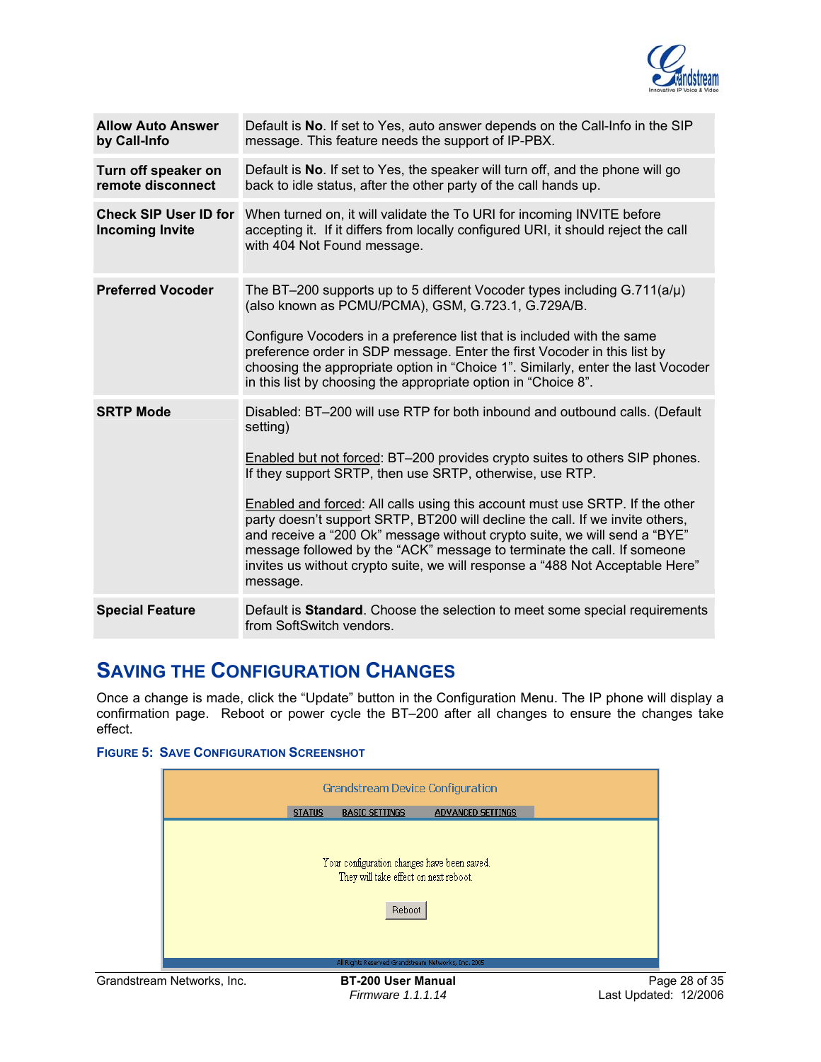| | |
|---|---|
| **Allow Auto Answer by Call-Info** | Default is **No**. If set to Yes, auto answer depends on the Call-Info in the SIP message. This feature needs the support of IP-PBX. |
| **Turn off speaker on remote disconnect** | Default is **No**. If set to Yes, the speaker will turn off, and the phone will go back to idle status, after the other party of the call hands up. |
| **Check SIP User ID for Incoming Invite** | When turned on, it will validate the To URI for incoming INVITE before accepting it. If it differs from locally configured URI, it should reject the call with 404 Not Found message. |
| **Preferred Vocoder** | The BT–200 supports up to 5 different Vocoder types including G.711(a/μ) (also known as PCMU/PCMA), GSM, G.723.1, G.729A/B.<br><br>Configure Vocoders in a preference list that is included with the same preference order in SDP message. Enter the first Vocoder in this list by choosing the appropriate option in "Choice 1". Similarly, enter the last Vocoder in this list by choosing the appropriate option in "Choice 8". |
| **SRTP Mode** | Disabled: BT–200 will use RTP for both inbound and outbound calls. (Default setting)<br><br>Enabled but not forced: BT–200 provides crypto suites to others SIP phones. If they support SRTP, then use SRTP, otherwise, use RTP.<br><br>Enabled and forced: All calls using this account must use SRTP. If the other party doesn't support SRTP, BT200 will decline the call. If we invite others, and receive a "200 Ok" message without crypto suite, we will send a "BYE" message followed by the "ACK" message to terminate the call. If someone invites us without crypto suite, we will response a "488 Not Acceptable Here" message. |
| **Special Feature** | Default is **Standard**. Choose the selection to meet some special requirements from SoftSwitch vendors. |

## SAVING THE CONFIGURATION CHANGES

Once a change is made, click the "Update" button in the Configuration Menu. The IP phone will display a confirmation page. Reboot or power cycle the BT–200 after all changes to ensure the changes take effect.

**FIGURE 5: SAVE CONFIGURATION SCREENSHOT**

Grandstream Device Configuration

STATUS BASIC SETTINGS ADVANCED SETTINGS

Your configuration changes have been saved.
They will take effect on next reboot.

Reboot

All Rights Reserved Grandstream Networks, Inc. 2005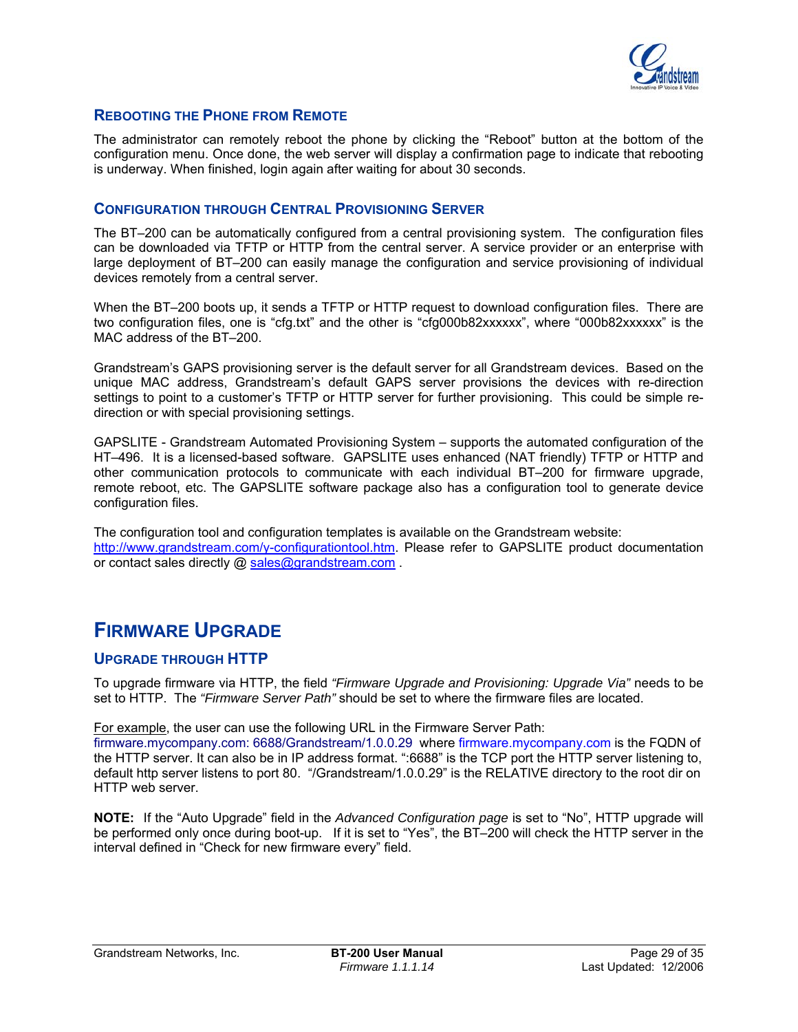### REBOOTING THE PHONE FROM REMOTE

The administrator can remotely reboot the phone by clicking the "Reboot" button at the bottom of the configuration menu. Once done, the web server will display a confirmation page to indicate that rebooting is underway. When finished, login again after waiting for about 30 seconds.

### CONFIGURATION THROUGH CENTRAL PROVISIONING SERVER

The BT–200 can be automatically configured from a central provisioning system. The configuration files can be downloaded via TFTP or HTTP from the central server. A service provider or an enterprise with large deployment of BT–200 can easily manage the configuration and service provisioning of individual devices remotely from a central server.

When the BT–200 boots up, it sends a TFTP or HTTP request to download configuration files. There are two configuration files, one is "cfg.txt" and the other is "cfg000b82xxxxxx", where "000b82xxxxxx" is the MAC address of the BT–200.

Grandstream's GAPS provisioning server is the default server for all Grandstream devices. Based on the unique MAC address, Grandstream's default GAPS server provisions the devices with re-direction settings to point to a customer's TFTP or HTTP server for further provisioning. This could be simple re-direction or with special provisioning settings.

GAPSLITE - Grandstream Automated Provisioning System – supports the automated configuration of the HT–496. It is a licensed-based software. GAPSLITE uses enhanced (NAT friendly) TFTP or HTTP and other communication protocols to communicate with each individual BT–200 for firmware upgrade, remote reboot, etc. The GAPSLITE software package also has a configuration tool to generate device configuration files.

The configuration tool and configuration templates is available on the Grandstream website: http://www.grandstream.com/y-configurationtool.htm. Please refer to GAPSLITE product documentation or contact sales directly @ sales@grandstream.com .

## FIRMWARE UPGRADE

### UPGRADE THROUGH HTTP

To upgrade firmware via HTTP, the field *"Firmware Upgrade and Provisioning: Upgrade Via"* needs to be set to HTTP. The *"Firmware Server Path"* should be set to where the firmware files are located.

For example, the user can use the following URL in the Firmware Server Path:
firmware.mycompany.com: 6688/Grandstream/1.0.0.29 where firmware.mycompany.com is the FQDN of the HTTP server. It can also be in IP address format. ":6688" is the TCP port the HTTP server listening to, default http server listens to port 80. "/Grandstream/1.0.0.29" is the RELATIVE directory to the root dir on HTTP web server.

**NOTE:** If the "Auto Upgrade" field in the *Advanced Configuration page* is set to "No", HTTP upgrade will be performed only once during boot-up. If it is set to "Yes", the BT–200 will check the HTTP server in the interval defined in "Check for new firmware every" field.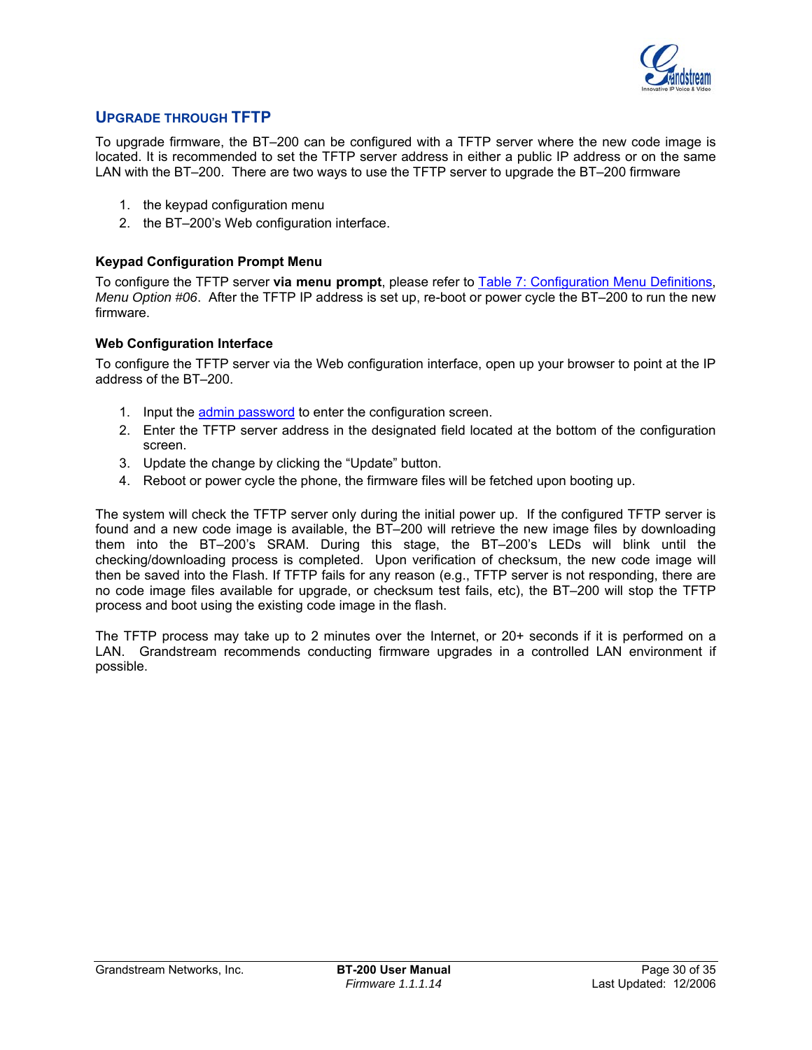## UPGRADE THROUGH TFTP

To upgrade firmware, the BT–200 can be configured with a TFTP server where the new code image is located. It is recommended to set the TFTP server address in either a public IP address or on the same LAN with the BT–200. There are two ways to use the TFTP server to upgrade the BT–200 firmware

1. the keypad configuration menu
2. the BT–200's Web configuration interface.

### Keypad Configuration Prompt Menu

To configure the TFTP server **via menu prompt**, please refer to Table 7: Configuration Menu Definitions, *Menu Option #06*. After the TFTP IP address is set up, re-boot or power cycle the BT–200 to run the new firmware.

### Web Configuration Interface

To configure the TFTP server via the Web configuration interface, open up your browser to point at the IP address of the BT–200.

1. Input the admin password to enter the configuration screen.
2. Enter the TFTP server address in the designated field located at the bottom of the configuration screen.
3. Update the change by clicking the "Update" button.
4. Reboot or power cycle the phone, the firmware files will be fetched upon booting up.

The system will check the TFTP server only during the initial power up. If the configured TFTP server is found and a new code image is available, the BT–200 will retrieve the new image files by downloading them into the BT–200's SRAM. During this stage, the BT–200's LEDs will blink until the checking/downloading process is completed. Upon verification of checksum, the new code image will then be saved into the Flash. If TFTP fails for any reason (e.g., TFTP server is not responding, there are no code image files available for upgrade, or checksum test fails, etc), the BT–200 will stop the TFTP process and boot using the existing code image in the flash.

The TFTP process may take up to 2 minutes over the Internet, or 20+ seconds if it is performed on a LAN. Grandstream recommends conducting firmware upgrades in a controlled LAN environment if possible.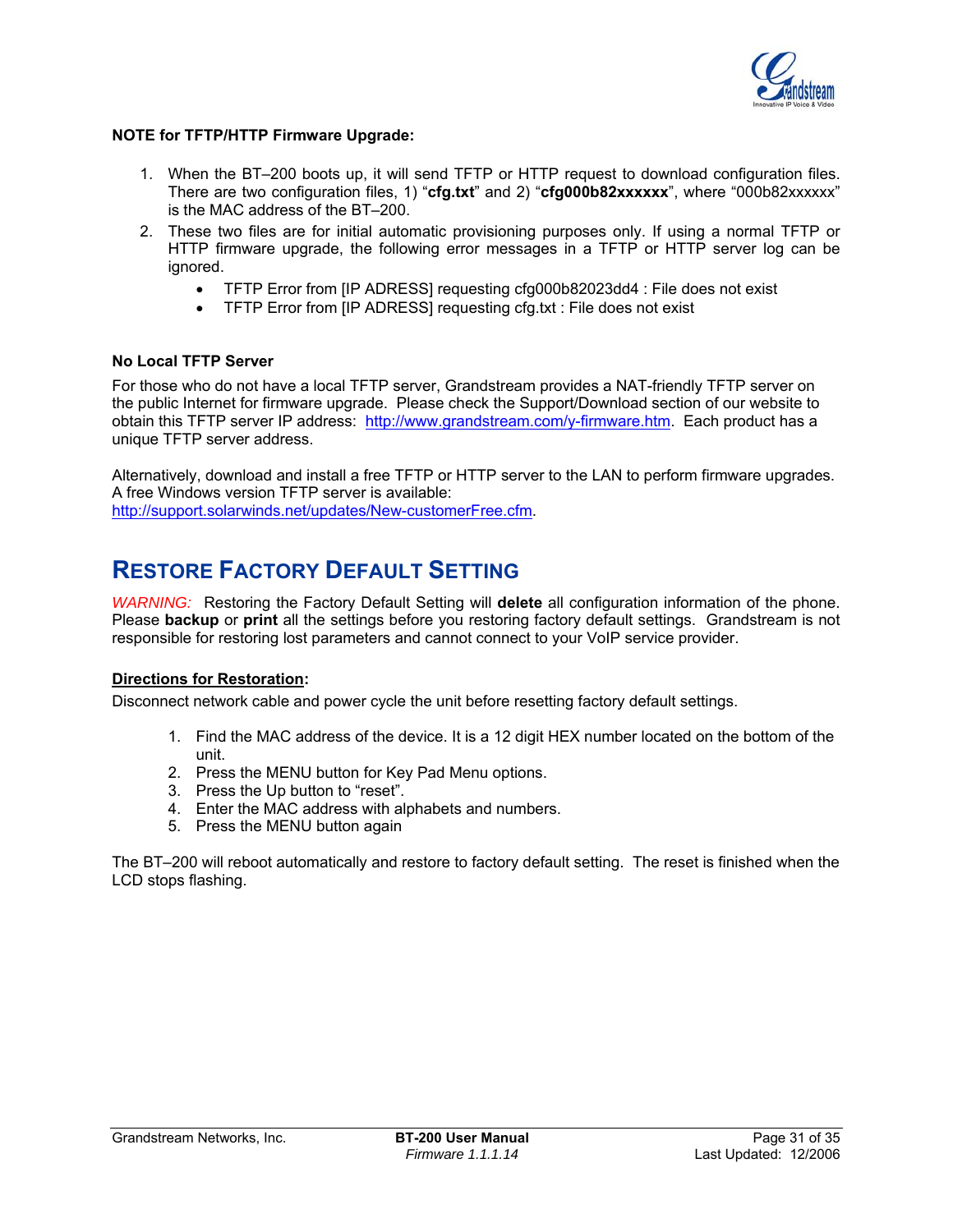**NOTE for TFTP/HTTP Firmware Upgrade:**

1. When the BT–200 boots up, it will send TFTP or HTTP request to download configuration files. There are two configuration files, 1) "**cfg.txt**" and 2) "**cfg000b82xxxxxx**", where "000b82xxxxxx" is the MAC address of the BT–200.
2. These two files are for initial automatic provisioning purposes only. If using a normal TFTP or HTTP firmware upgrade, the following error messages in a TFTP or HTTP server log can be ignored.
   - TFTP Error from [IP ADRESS] requesting cfg000b82023dd4 : File does not exist
   - TFTP Error from [IP ADRESS] requesting cfg.txt : File does not exist

**No Local TFTP Server**

For those who do not have a local TFTP server, Grandstream provides a NAT-friendly TFTP server on the public Internet for firmware upgrade. Please check the Support/Download section of our website to obtain this TFTP server IP address: http://www.grandstream.com/y-firmware.htm. Each product has a unique TFTP server address.

Alternatively, download and install a free TFTP or HTTP server to the LAN to perform firmware upgrades. A free Windows version TFTP server is available: http://support.solarwinds.net/updates/New-customerFree.cfm.

# RESTORE FACTORY DEFAULT SETTING

*WARNING:* Restoring the Factory Default Setting will **delete** all configuration information of the phone. Please **backup** or **print** all the settings before you restoring factory default settings. Grandstream is not responsible for restoring lost parameters and cannot connect to your VoIP service provider.

**Directions for Restoration:**

Disconnect network cable and power cycle the unit before resetting factory default settings.

1. Find the MAC address of the device. It is a 12 digit HEX number located on the bottom of the unit.
2. Press the MENU button for Key Pad Menu options.
3. Press the Up button to "reset".
4. Enter the MAC address with alphabets and numbers.
5. Press the MENU button again

The BT–200 will reboot automatically and restore to factory default setting. The reset is finished when the LCD stops flashing.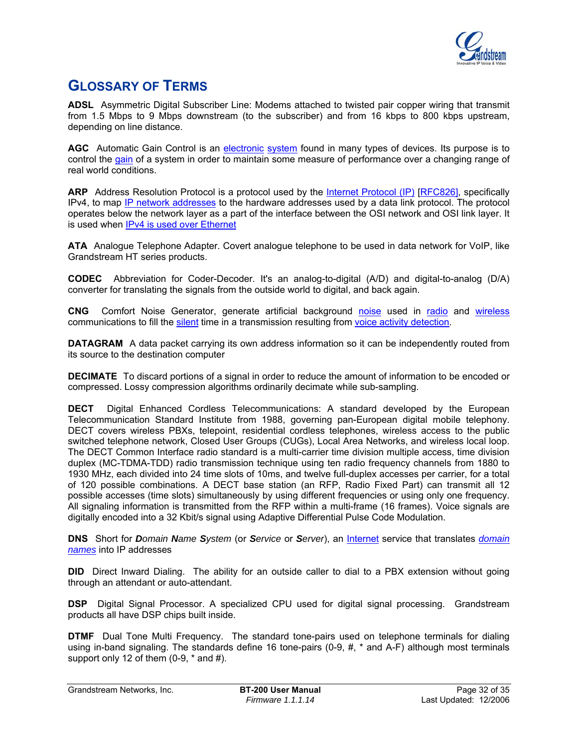# GLOSSARY OF TERMS

**ADSL** Asymmetric Digital Subscriber Line: Modems attached to twisted pair copper wiring that transmit from 1.5 Mbps to 9 Mbps downstream (to the subscriber) and from 16 kbps to 800 kbps upstream, depending on line distance.

**AGC** Automatic Gain Control is an electronic system found in many types of devices. Its purpose is to control the gain of a system in order to maintain some measure of performance over a changing range of real world conditions.

**ARP** Address Resolution Protocol is a protocol used by the Internet Protocol (IP) [RFC826], specifically IPv4, to map IP network addresses to the hardware addresses used by a data link protocol. The protocol operates below the network layer as a part of the interface between the OSI network and OSI link layer. It is used when IPv4 is used over Ethernet

**ATA** Analogue Telephone Adapter. Covert analogue telephone to be used in data network for VoIP, like Grandstream HT series products.

**CODEC** Abbreviation for Coder-Decoder. It's an analog-to-digital (A/D) and digital-to-analog (D/A) converter for translating the signals from the outside world to digital, and back again.

**CNG** Comfort Noise Generator, generate artificial background noise used in radio and wireless communications to fill the silent time in a transmission resulting from voice activity detection.

**DATAGRAM** A data packet carrying its own address information so it can be independently routed from its source to the destination computer

**DECIMATE** To discard portions of a signal in order to reduce the amount of information to be encoded or compressed. Lossy compression algorithms ordinarily decimate while sub-sampling.

**DECT** Digital Enhanced Cordless Telecommunications: A standard developed by the European Telecommunication Standard Institute from 1988, governing pan-European digital mobile telephony. DECT covers wireless PBXs, telepoint, residential cordless telephones, wireless access to the public switched telephone network, Closed User Groups (CUGs), Local Area Networks, and wireless local loop. The DECT Common Interface radio standard is a multi-carrier time division multiple access, time division duplex (MC-TDMA-TDD) radio transmission technique using ten radio frequency channels from 1880 to 1930 MHz, each divided into 24 time slots of 10ms, and twelve full-duplex accesses per carrier, for a total of 120 possible combinations. A DECT base station (an RFP, Radio Fixed Part) can transmit all 12 possible accesses (time slots) simultaneously by using different frequencies or using only one frequency. All signaling information is transmitted from the RFP within a multi-frame (16 frames). Voice signals are digitally encoded into a 32 Kbit/s signal using Adaptive Differential Pulse Code Modulation.

**DNS** Short for ***D****omain* ***N****ame* ***S****ystem* (or ***S****ervice* or ***S****erver*), an Internet service that translates *domain names* into IP addresses

**DID** Direct Inward Dialing. The ability for an outside caller to dial to a PBX extension without going through an attendant or auto-attendant.

**DSP** Digital Signal Processor. A specialized CPU used for digital signal processing. Grandstream products all have DSP chips built inside.

**DTMF** Dual Tone Multi Frequency. The standard tone-pairs used on telephone terminals for dialing using in-band signaling. The standards define 16 tone-pairs (0-9, #, * and A-F) although most terminals support only 12 of them (0-9, * and #).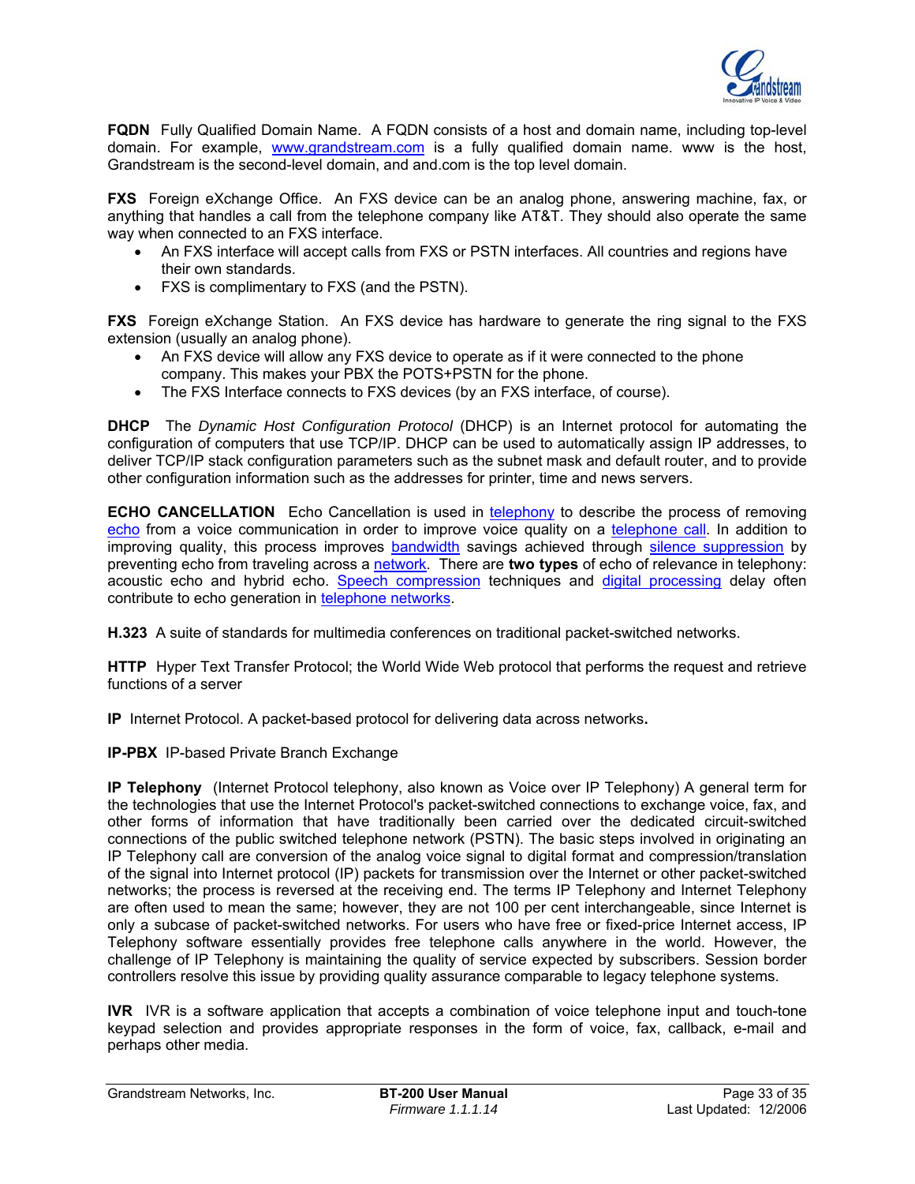**FQDN** Fully Qualified Domain Name. A FQDN consists of a host and domain name, including top-level domain. For example, www.grandstream.com is a fully qualified domain name. www is the host, Grandstream is the second-level domain, and and.com is the top level domain.

**FXS** Foreign eXchange Office. An FXS device can be an analog phone, answering machine, fax, or anything that handles a call from the telephone company like AT&T. They should also operate the same way when connected to an FXS interface.

- An FXS interface will accept calls from FXS or PSTN interfaces. All countries and regions have their own standards.
- FXS is complimentary to FXS (and the PSTN).

**FXS** Foreign eXchange Station. An FXS device has hardware to generate the ring signal to the FXS extension (usually an analog phone).

- An FXS device will allow any FXS device to operate as if it were connected to the phone company. This makes your PBX the POTS+PSTN for the phone.
- The FXS Interface connects to FXS devices (by an FXS interface, of course).

**DHCP** The *Dynamic Host Configuration Protocol* (DHCP) is an Internet protocol for automating the configuration of computers that use TCP/IP. DHCP can be used to automatically assign IP addresses, to deliver TCP/IP stack configuration parameters such as the subnet mask and default router, and to provide other configuration information such as the addresses for printer, time and news servers.

**ECHO CANCELLATION** Echo Cancellation is used in telephony to describe the process of removing echo from a voice communication in order to improve voice quality on a telephone call. In addition to improving quality, this process improves bandwidth savings achieved through silence suppression by preventing echo from traveling across a network. There are **two types** of echo of relevance in telephony: acoustic echo and hybrid echo. Speech compression techniques and digital processing delay often contribute to echo generation in telephone networks.

**H.323** A suite of standards for multimedia conferences on traditional packet-switched networks.

**HTTP** Hyper Text Transfer Protocol; the World Wide Web protocol that performs the request and retrieve functions of a server

**IP** Internet Protocol. A packet-based protocol for delivering data across networks.

**IP-PBX** IP-based Private Branch Exchange

**IP Telephony** (Internet Protocol telephony, also known as Voice over IP Telephony) A general term for the technologies that use the Internet Protocol's packet-switched connections to exchange voice, fax, and other forms of information that have traditionally been carried over the dedicated circuit-switched connections of the public switched telephone network (PSTN). The basic steps involved in originating an IP Telephony call are conversion of the analog voice signal to digital format and compression/translation of the signal into Internet protocol (IP) packets for transmission over the Internet or other packet-switched networks; the process is reversed at the receiving end. The terms IP Telephony and Internet Telephony are often used to mean the same; however, they are not 100 per cent interchangeable, since Internet is only a subcase of packet-switched networks. For users who have free or fixed-price Internet access, IP Telephony software essentially provides free telephone calls anywhere in the world. However, the challenge of IP Telephony is maintaining the quality of service expected by subscribers. Session border controllers resolve this issue by providing quality assurance comparable to legacy telephone systems.

**IVR** IVR is a software application that accepts a combination of voice telephone input and touch-tone keypad selection and provides appropriate responses in the form of voice, fax, callback, e-mail and perhaps other media.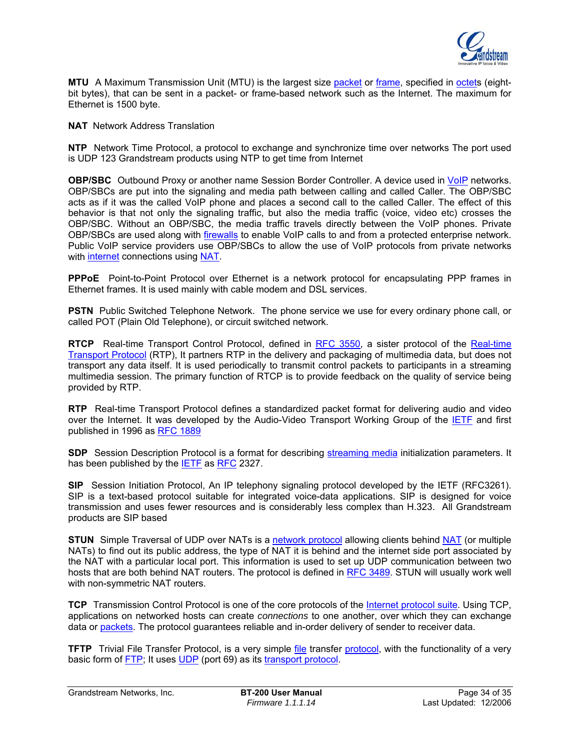**MTU** A Maximum Transmission Unit (MTU) is the largest size packet or frame, specified in octets (eight-bit bytes), that can be sent in a packet- or frame-based network such as the Internet. The maximum for Ethernet is 1500 byte.

**NAT** Network Address Translation

**NTP** Network Time Protocol, a protocol to exchange and synchronize time over networks The port used is UDP 123 Grandstream products using NTP to get time from Internet

**OBP/SBC** Outbound Proxy or another name Session Border Controller. A device used in VoIP networks. OBP/SBCs are put into the signaling and media path between calling and called Caller. The OBP/SBC acts as if it was the called VoIP phone and places a second call to the called Caller. The effect of this behavior is that not only the signaling traffic, but also the media traffic (voice, video etc) crosses the OBP/SBC. Without an OBP/SBC, the media traffic travels directly between the VoIP phones. Private OBP/SBCs are used along with firewalls to enable VoIP calls to and from a protected enterprise network. Public VoIP service providers use OBP/SBCs to allow the use of VoIP protocols from private networks with internet connections using NAT.

**PPPoE** Point-to-Point Protocol over Ethernet is a network protocol for encapsulating PPP frames in Ethernet frames. It is used mainly with cable modem and DSL services.

**PSTN** Public Switched Telephone Network. The phone service we use for every ordinary phone call, or called POT (Plain Old Telephone), or circuit switched network.

**RTCP** Real-time Transport Control Protocol, defined in RFC 3550, a sister protocol of the Real-time Transport Protocol (RTP), It partners RTP in the delivery and packaging of multimedia data, but does not transport any data itself. It is used periodically to transmit control packets to participants in a streaming multimedia session. The primary function of RTCP is to provide feedback on the quality of service being provided by RTP.

**RTP** Real-time Transport Protocol defines a standardized packet format for delivering audio and video over the Internet. It was developed by the Audio-Video Transport Working Group of the IETF and first published in 1996 as RFC 1889

**SDP** Session Description Protocol is a format for describing streaming media initialization parameters. It has been published by the IETF as RFC 2327.

**SIP** Session Initiation Protocol, An IP telephony signaling protocol developed by the IETF (RFC3261). SIP is a text-based protocol suitable for integrated voice-data applications. SIP is designed for voice transmission and uses fewer resources and is considerably less complex than H.323. All Grandstream products are SIP based

**STUN** Simple Traversal of UDP over NATs is a network protocol allowing clients behind NAT (or multiple NATs) to find out its public address, the type of NAT it is behind and the internet side port associated by the NAT with a particular local port. This information is used to set up UDP communication between two hosts that are both behind NAT routers. The protocol is defined in RFC 3489. STUN will usually work well with non-symmetric NAT routers.

**TCP** Transmission Control Protocol is one of the core protocols of the Internet protocol suite. Using TCP, applications on networked hosts can create *connections* to one another, over which they can exchange data or packets. The protocol guarantees reliable and in-order delivery of sender to receiver data.

**TFTP** Trivial File Transfer Protocol, is a very simple file transfer protocol, with the functionality of a very basic form of FTP; It uses UDP (port 69) as its transport protocol.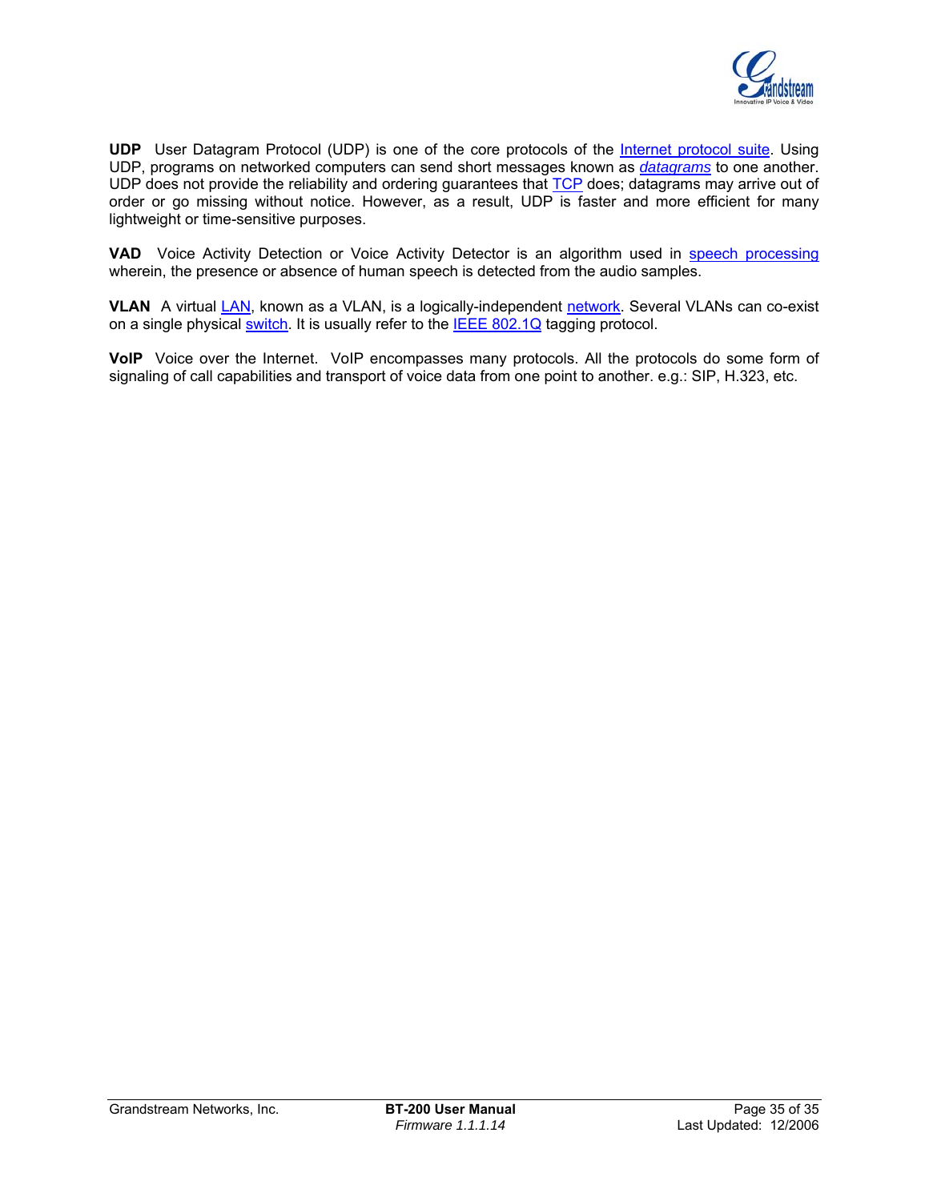**UDP** User Datagram Protocol (UDP) is one of the core protocols of the Internet protocol suite. Using UDP, programs on networked computers can send short messages known as *datagrams* to one another. UDP does not provide the reliability and ordering guarantees that TCP does; datagrams may arrive out of order or go missing without notice. However, as a result, UDP is faster and more efficient for many lightweight or time-sensitive purposes.

**VAD** Voice Activity Detection or Voice Activity Detector is an algorithm used in speech processing wherein, the presence or absence of human speech is detected from the audio samples.

**VLAN** A virtual LAN, known as a VLAN, is a logically-independent network. Several VLANs can co-exist on a single physical switch. It is usually refer to the IEEE 802.1Q tagging protocol.

**VoIP** Voice over the Internet. VoIP encompasses many protocols. All the protocols do some form of signaling of call capabilities and transport of voice data from one point to another. e.g.: SIP, H.323, etc.